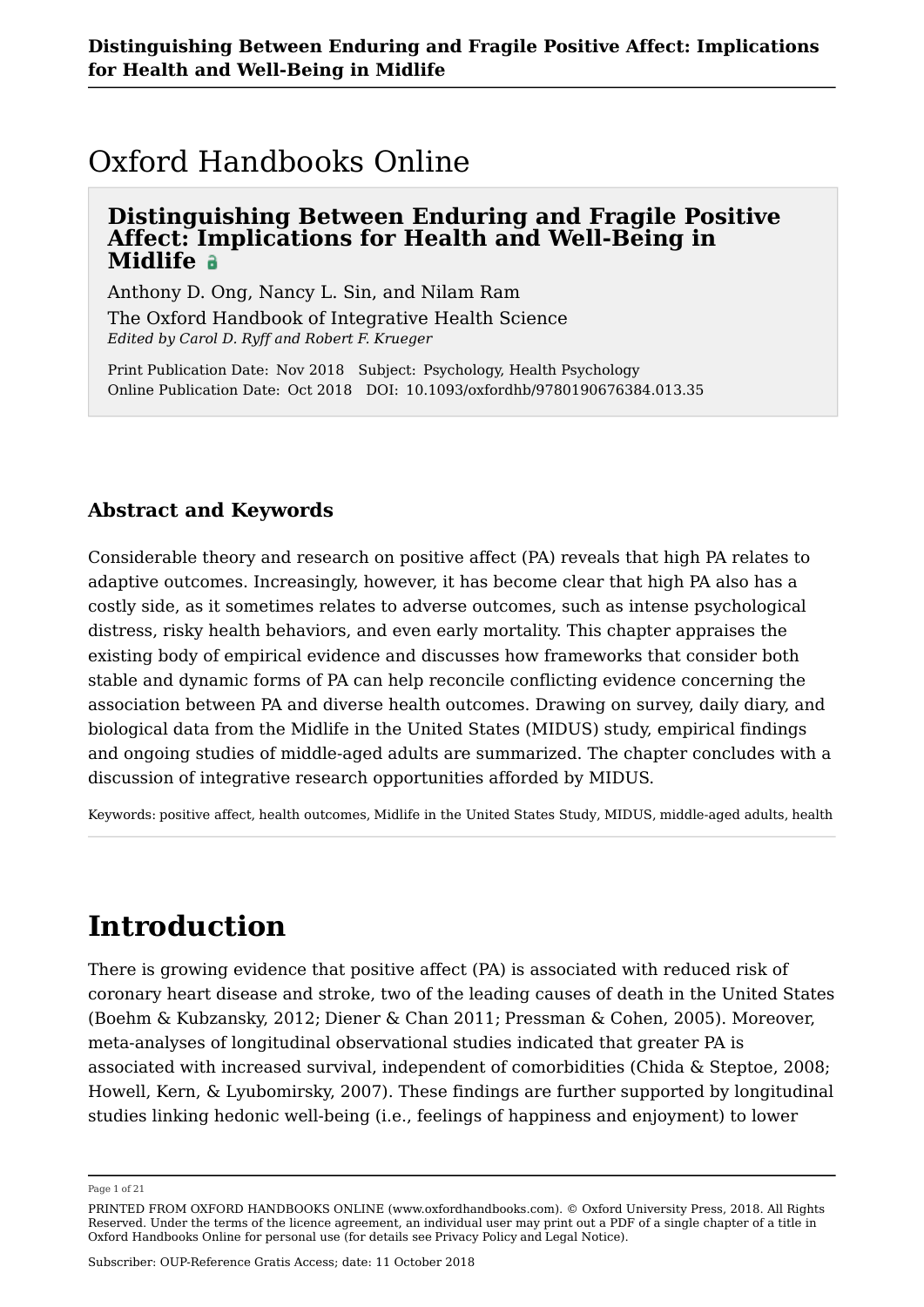# Oxford Handbooks Online

## Distinguishing Between Enduring and Fragile Positive Affect: Implications for Health and Well-Being in Midlife

Anthony D. Ong, Nancy L. Sin, and Nilam Ram

The Oxford Handbook of Integrative Health Science

*Edited by Carol D. Ryff and Robert F. Krueger*

Print Publication Date: Nov 2018 Subject: Psychology, Health Psychology
Online Publication Date: Oct 2018 DOI: 10.1093/oxfordhb/9780190676384.013.35

### Abstract and Keywords

Considerable theory and research on positive affect (PA) reveals that high PA relates to adaptive outcomes. Increasingly, however, it has become clear that high PA also has a costly side, as it sometimes relates to adverse outcomes, such as intense psychological distress, risky health behaviors, and even early mortality. This chapter appraises the existing body of empirical evidence and discusses how frameworks that consider both stable and dynamic forms of PA can help reconcile conflicting evidence concerning the association between PA and diverse health outcomes. Drawing on survey, daily diary, and biological data from the Midlife in the United States (MIDUS) study, empirical findings and ongoing studies of middle-aged adults are summarized. The chapter concludes with a discussion of integrative research opportunities afforded by MIDUS.

Keywords: positive affect, health outcomes, Midlife in the United States Study, MIDUS, middle-aged adults, health

# Introduction

There is growing evidence that positive affect (PA) is associated with reduced risk of coronary heart disease and stroke, two of the leading causes of death in the United States (Boehm & Kubzansky, 2012; Diener & Chan 2011; Pressman & Cohen, 2005). Moreover, meta-analyses of longitudinal observational studies indicated that greater PA is associated with increased survival, independent of comorbidities (Chida & Steptoe, 2008; Howell, Kern, & Lyubomirsky, 2007). These findings are further supported by longitudinal studies linking hedonic well-being (i.e., feelings of happiness and enjoyment) to lower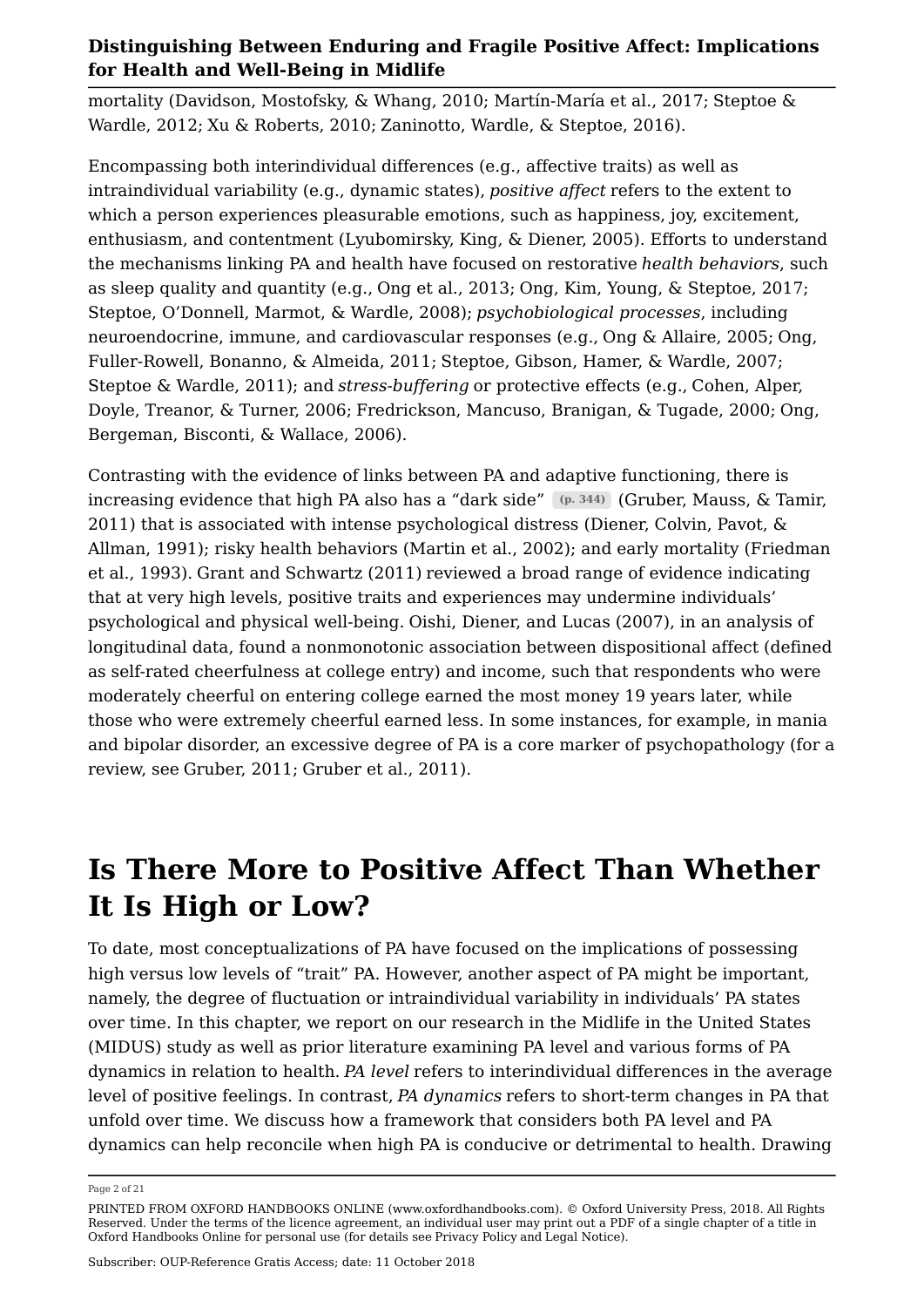mortality (Davidson, Mostofsky, & Whang, 2010; Martín-María et al., 2017; Steptoe & Wardle, 2012; Xu & Roberts, 2010; Zaninotto, Wardle, & Steptoe, 2016).

Encompassing both interindividual differences (e.g., affective traits) as well as intraindividual variability (e.g., dynamic states), *positive affect* refers to the extent to which a person experiences pleasurable emotions, such as happiness, joy, excitement, enthusiasm, and contentment (Lyubomirsky, King, & Diener, 2005). Efforts to understand the mechanisms linking PA and health have focused on restorative *health behaviors*, such as sleep quality and quantity (e.g., Ong et al., 2013; Ong, Kim, Young, & Steptoe, 2017; Steptoe, O'Donnell, Marmot, & Wardle, 2008); *psychobiological processes*, including neuroendocrine, immune, and cardiovascular responses (e.g., Ong & Allaire, 2005; Ong, Fuller-Rowell, Bonanno, & Almeida, 2011; Steptoe, Gibson, Hamer, & Wardle, 2007; Steptoe & Wardle, 2011); and *stress-buffering* or protective effects (e.g., Cohen, Alper, Doyle, Treanor, & Turner, 2006; Fredrickson, Mancuso, Branigan, & Tugade, 2000; Ong, Bergeman, Bisconti, & Wallace, 2006).

Contrasting with the evidence of links between PA and adaptive functioning, there is increasing evidence that high PA also has a "dark side" (p. 344) (Gruber, Mauss, & Tamir, 2011) that is associated with intense psychological distress (Diener, Colvin, Pavot, & Allman, 1991); risky health behaviors (Martin et al., 2002); and early mortality (Friedman et al., 1993). Grant and Schwartz (2011) reviewed a broad range of evidence indicating that at very high levels, positive traits and experiences may undermine individuals' psychological and physical well-being. Oishi, Diener, and Lucas (2007), in an analysis of longitudinal data, found a nonmonotonic association between dispositional affect (defined as self-rated cheerfulness at college entry) and income, such that respondents who were moderately cheerful on entering college earned the most money 19 years later, while those who were extremely cheerful earned less. In some instances, for example, in mania and bipolar disorder, an excessive degree of PA is a core marker of psychopathology (for a review, see Gruber, 2011; Gruber et al., 2011).

# Is There More to Positive Affect Than Whether It Is High or Low?

To date, most conceptualizations of PA have focused on the implications of possessing high versus low levels of "trait" PA. However, another aspect of PA might be important, namely, the degree of fluctuation or intraindividual variability in individuals' PA states over time. In this chapter, we report on our research in the Midlife in the United States (MIDUS) study as well as prior literature examining PA level and various forms of PA dynamics in relation to health. *PA level* refers to interindividual differences in the average level of positive feelings. In contrast, *PA dynamics* refers to short-term changes in PA that unfold over time. We discuss how a framework that considers both PA level and PA dynamics can help reconcile when high PA is conducive or detrimental to health. Drawing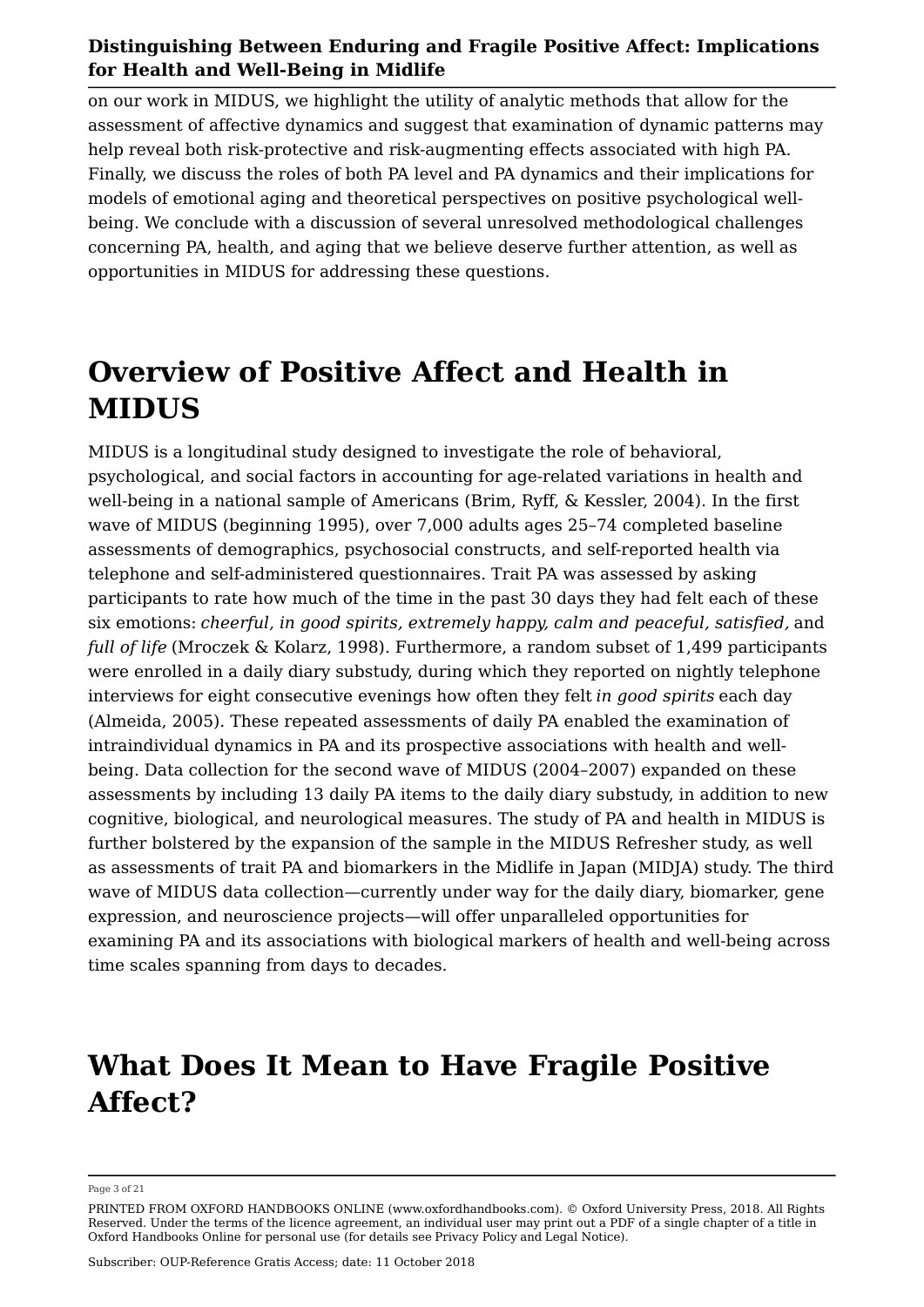on our work in MIDUS, we highlight the utility of analytic methods that allow for the assessment of affective dynamics and suggest that examination of dynamic patterns may help reveal both risk-protective and risk-augmenting effects associated with high PA. Finally, we discuss the roles of both PA level and PA dynamics and their implications for models of emotional aging and theoretical perspectives on positive psychological well-being. We conclude with a discussion of several unresolved methodological challenges concerning PA, health, and aging that we believe deserve further attention, as well as opportunities in MIDUS for addressing these questions.

# Overview of Positive Affect and Health in MIDUS

MIDUS is a longitudinal study designed to investigate the role of behavioral, psychological, and social factors in accounting for age-related variations in health and well-being in a national sample of Americans (Brim, Ryff, & Kessler, 2004). In the first wave of MIDUS (beginning 1995), over 7,000 adults ages 25–74 completed baseline assessments of demographics, psychosocial constructs, and self-reported health via telephone and self-administered questionnaires. Trait PA was assessed by asking participants to rate how much of the time in the past 30 days they had felt each of these six emotions: *cheerful, in good spirits, extremely happy, calm and peaceful, satisfied,* and *full of life* (Mroczek & Kolarz, 1998). Furthermore, a random subset of 1,499 participants were enrolled in a daily diary substudy, during which they reported on nightly telephone interviews for eight consecutive evenings how often they felt *in good spirits* each day (Almeida, 2005). These repeated assessments of daily PA enabled the examination of intraindividual dynamics in PA and its prospective associations with health and well-being. Data collection for the second wave of MIDUS (2004–2007) expanded on these assessments by including 13 daily PA items to the daily diary substudy, in addition to new cognitive, biological, and neurological measures. The study of PA and health in MIDUS is further bolstered by the expansion of the sample in the MIDUS Refresher study, as well as assessments of trait PA and biomarkers in the Midlife in Japan (MIDJA) study. The third wave of MIDUS data collection—currently under way for the daily diary, biomarker, gene expression, and neuroscience projects—will offer unparalleled opportunities for examining PA and its associations with biological markers of health and well-being across time scales spanning from days to decades.

# What Does It Mean to Have Fragile Positive Affect?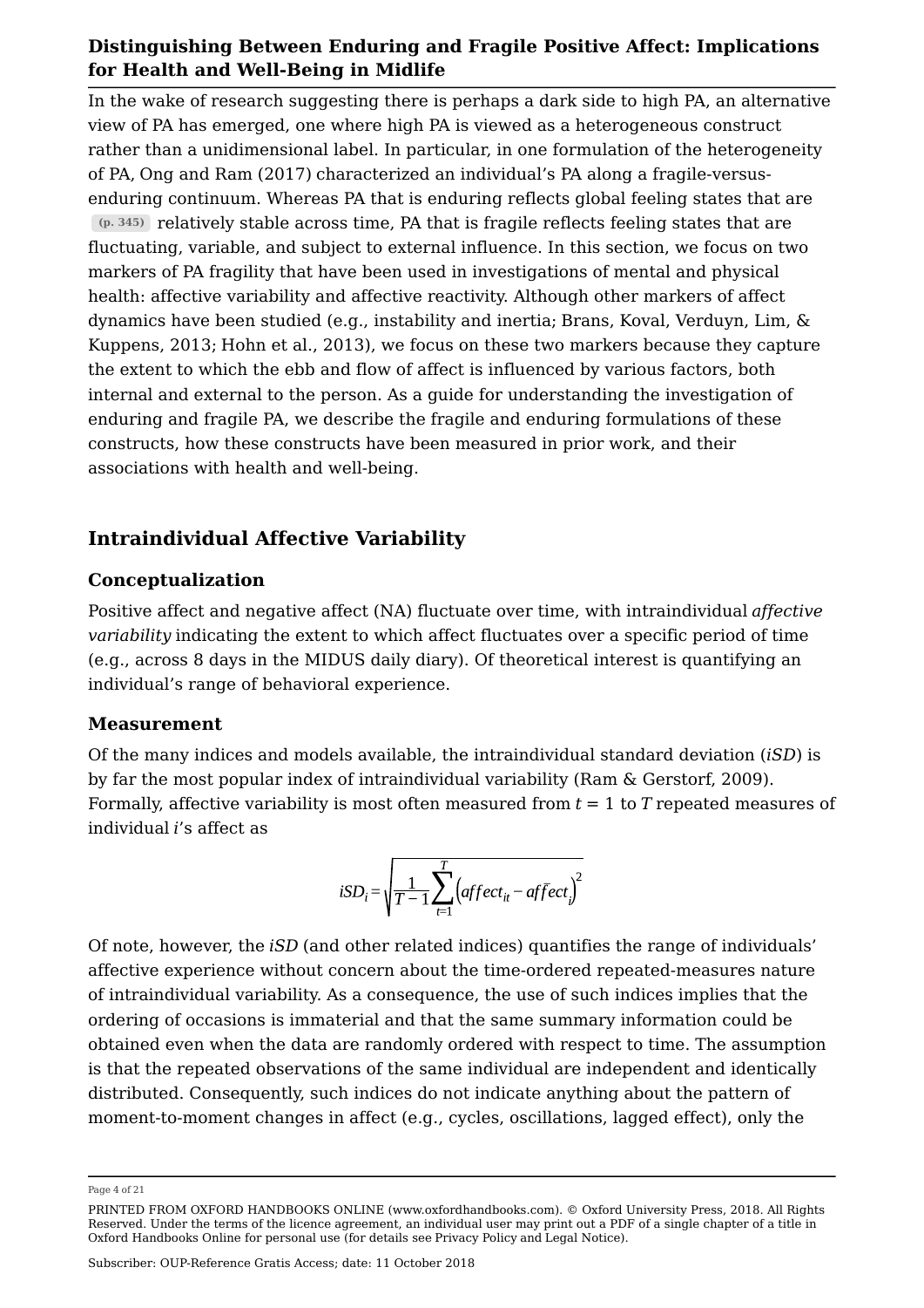In the wake of research suggesting there is perhaps a dark side to high PA, an alternative view of PA has emerged, one where high PA is viewed as a heterogeneous construct rather than a unidimensional label. In particular, in one formulation of the heterogeneity of PA, Ong and Ram (2017) characterized an individual's PA along a fragile-versus-enduring continuum. Whereas PA that is enduring reflects global feeling states that are (p. 345) relatively stable across time, PA that is fragile reflects feeling states that are fluctuating, variable, and subject to external influence. In this section, we focus on two markers of PA fragility that have been used in investigations of mental and physical health: affective variability and affective reactivity. Although other markers of affect dynamics have been studied (e.g., instability and inertia; Brans, Koval, Verduyn, Lim, & Kuppens, 2013; Hohn et al., 2013), we focus on these two markers because they capture the extent to which the ebb and flow of affect is influenced by various factors, both internal and external to the person. As a guide for understanding the investigation of enduring and fragile PA, we describe the fragile and enduring formulations of these constructs, how these constructs have been measured in prior work, and their associations with health and well-being.

## Intraindividual Affective Variability

### Conceptualization

Positive affect and negative affect (NA) fluctuate over time, with intraindividual *affective variability* indicating the extent to which affect fluctuates over a specific period of time (e.g., across 8 days in the MIDUS daily diary). Of theoretical interest is quantifying an individual's range of behavioral experience.

### Measurement

Of the many indices and models available, the intraindividual standard deviation (*iSD*) is by far the most popular index of intraindividual variability (Ram & Gerstorf, 2009). Formally, affective variability is most often measured from $t = 1$ to $T$ repeated measures of individual $i$'s affect as

$$iSD_i = \sqrt{\frac{1}{T-1}\sum_{t=1}^{T}\left(affect_{it} - \overline{affect}_i\right)^2}$$

Of note, however, the *iSD* (and other related indices) quantifies the range of individuals' affective experience without concern about the time-ordered repeated-measures nature of intraindividual variability. As a consequence, the use of such indices implies that the ordering of occasions is immaterial and that the same summary information could be obtained even when the data are randomly ordered with respect to time. The assumption is that the repeated observations of the same individual are independent and identically distributed. Consequently, such indices do not indicate anything about the pattern of moment-to-moment changes in affect (e.g., cycles, oscillations, lagged effect), only the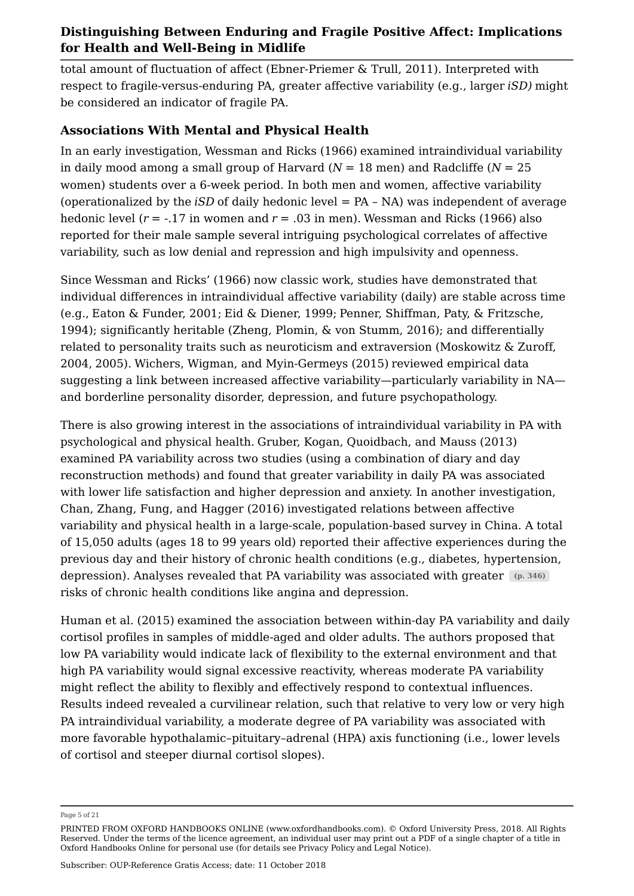total amount of fluctuation of affect (Ebner-Priemer & Trull, 2011). Interpreted with respect to fragile-versus-enduring PA, greater affective variability (e.g., larger *iSD)* might be considered an indicator of fragile PA.

### Associations With Mental and Physical Health

In an early investigation, Wessman and Ricks (1966) examined intraindividual variability in daily mood among a small group of Harvard ($N$ = 18 men) and Radcliffe ($N$ = 25 women) students over a 6-week period. In both men and women, affective variability (operationalized by the *iSD* of daily hedonic level = PA – NA) was independent of average hedonic level ($r$ = -.17 in women and $r$ = .03 in men). Wessman and Ricks (1966) also reported for their male sample several intriguing psychological correlates of affective variability, such as low denial and repression and high impulsivity and openness.

Since Wessman and Ricks' (1966) now classic work, studies have demonstrated that individual differences in intraindividual affective variability (daily) are stable across time (e.g., Eaton & Funder, 2001; Eid & Diener, 1999; Penner, Shiffman, Paty, & Fritzsche, 1994); significantly heritable (Zheng, Plomin, & von Stumm, 2016); and differentially related to personality traits such as neuroticism and extraversion (Moskowitz & Zuroff, 2004, 2005). Wichers, Wigman, and Myin-Germeys (2015) reviewed empirical data suggesting a link between increased affective variability—particularly variability in NA—and borderline personality disorder, depression, and future psychopathology.

There is also growing interest in the associations of intraindividual variability in PA with psychological and physical health. Gruber, Kogan, Quoidbach, and Mauss (2013) examined PA variability across two studies (using a combination of diary and day reconstruction methods) and found that greater variability in daily PA was associated with lower life satisfaction and higher depression and anxiety. In another investigation, Chan, Zhang, Fung, and Hagger (2016) investigated relations between affective variability and physical health in a large-scale, population-based survey in China. A total of 15,050 adults (ages 18 to 99 years old) reported their affective experiences during the previous day and their history of chronic health conditions (e.g., diabetes, hypertension, depression). Analyses revealed that PA variability was associated with greater (p. 346) risks of chronic health conditions like angina and depression.

Human et al. (2015) examined the association between within-day PA variability and daily cortisol profiles in samples of middle-aged and older adults. The authors proposed that low PA variability would indicate lack of flexibility to the external environment and that high PA variability would signal excessive reactivity, whereas moderate PA variability might reflect the ability to flexibly and effectively respond to contextual influences. Results indeed revealed a curvilinear relation, such that relative to very low or very high PA intraindividual variability, a moderate degree of PA variability was associated with more favorable hypothalamic–pituitary–adrenal (HPA) axis functioning (i.e., lower levels of cortisol and steeper diurnal cortisol slopes).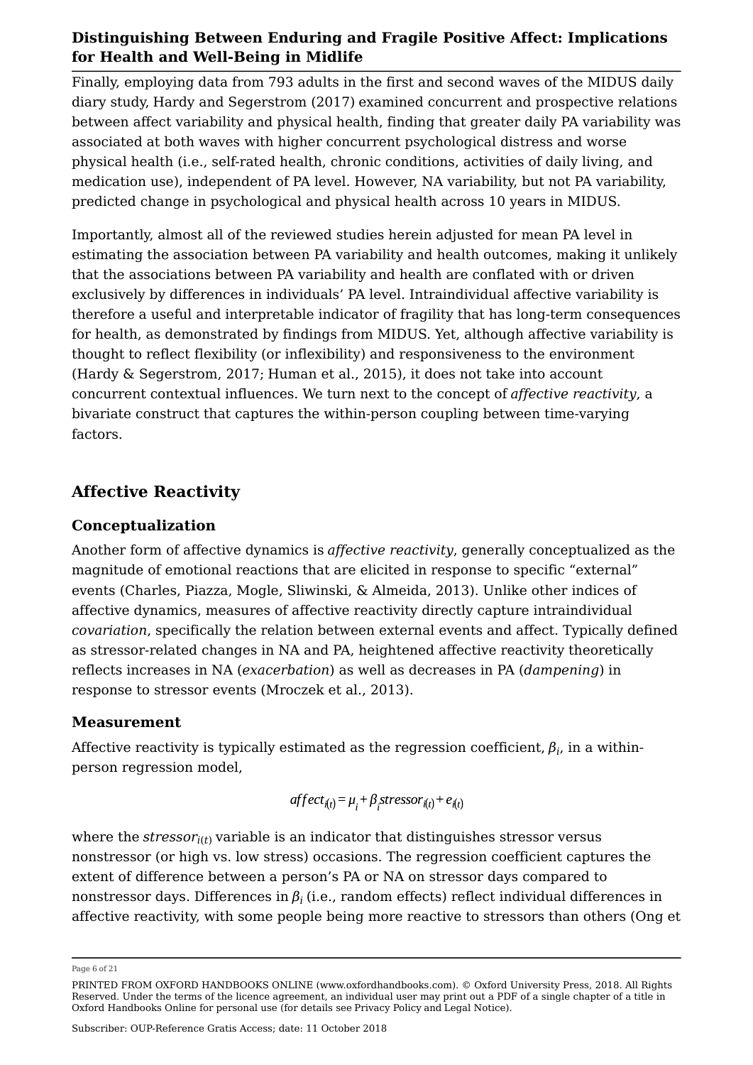Finally, employing data from 793 adults in the first and second waves of the MIDUS daily diary study, Hardy and Segerstrom (2017) examined concurrent and prospective relations between affect variability and physical health, finding that greater daily PA variability was associated at both waves with higher concurrent psychological distress and worse physical health (i.e., self-rated health, chronic conditions, activities of daily living, and medication use), independent of PA level. However, NA variability, but not PA variability, predicted change in psychological and physical health across 10 years in MIDUS.

Importantly, almost all of the reviewed studies herein adjusted for mean PA level in estimating the association between PA variability and health outcomes, making it unlikely that the associations between PA variability and health are conflated with or driven exclusively by differences in individuals' PA level. Intraindividual affective variability is therefore a useful and interpretable indicator of fragility that has long-term consequences for health, as demonstrated by findings from MIDUS. Yet, although affective variability is thought to reflect flexibility (or inflexibility) and responsiveness to the environment (Hardy & Segerstrom, 2017; Human et al., 2015), it does not take into account concurrent contextual influences. We turn next to the concept of *affective reactivity*, a bivariate construct that captures the within-person coupling between time-varying factors.

## Affective Reactivity

### Conceptualization

Another form of affective dynamics is *affective reactivity*, generally conceptualized as the magnitude of emotional reactions that are elicited in response to specific "external" events (Charles, Piazza, Mogle, Sliwinski, & Almeida, 2013). Unlike other indices of affective dynamics, measures of affective reactivity directly capture intraindividual *covariation*, specifically the relation between external events and affect. Typically defined as stressor-related changes in NA and PA, heightened affective reactivity theoretically reflects increases in NA (*exacerbation*) as well as decreases in PA (*dampening*) in response to stressor events (Mroczek et al., 2013).

### Measurement

Affective reactivity is typically estimated as the regression coefficient, $\beta_i$, in a within-person regression model,

$$affect_{i(t)} = \mu_i + \beta_i stressor_{i(t)} + e_{i(t)}$$

where the $stressor_{i(t)}$ variable is an indicator that distinguishes stressor versus nonstressor (or high vs. low stress) occasions. The regression coefficient captures the extent of difference between a person's PA or NA on stressor days compared to nonstressor days. Differences in $\beta_i$ (i.e., random effects) reflect individual differences in affective reactivity, with some people being more reactive to stressors than others (Ong et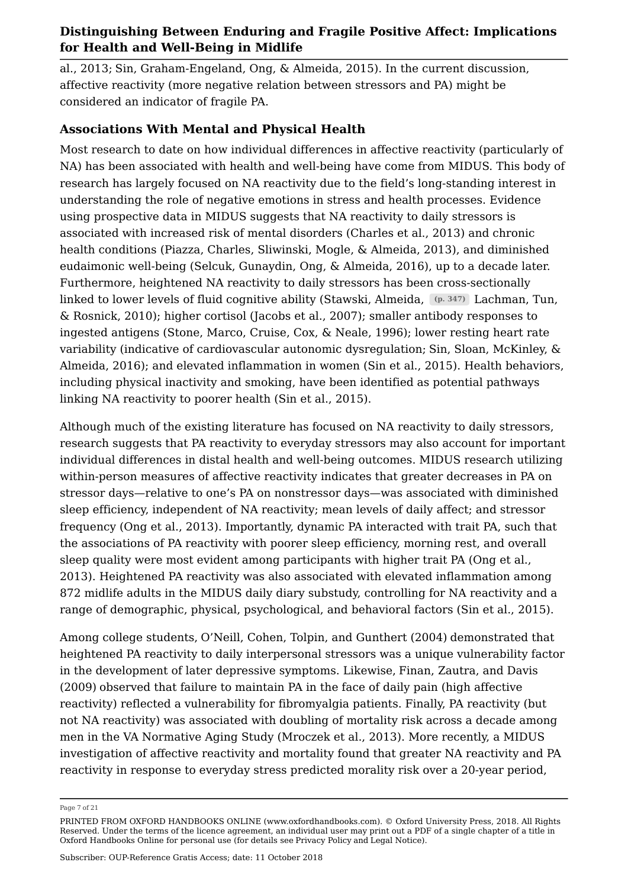al., 2013; Sin, Graham-Engeland, Ong, & Almeida, 2015). In the current discussion, affective reactivity (more negative relation between stressors and PA) might be considered an indicator of fragile PA.

### Associations With Mental and Physical Health

Most research to date on how individual differences in affective reactivity (particularly of NA) has been associated with health and well-being have come from MIDUS. This body of research has largely focused on NA reactivity due to the field's long-standing interest in understanding the role of negative emotions in stress and health processes. Evidence using prospective data in MIDUS suggests that NA reactivity to daily stressors is associated with increased risk of mental disorders (Charles et al., 2013) and chronic health conditions (Piazza, Charles, Sliwinski, Mogle, & Almeida, 2013), and diminished eudaimonic well-being (Selcuk, Gunaydin, Ong, & Almeida, 2016), up to a decade later. Furthermore, heightened NA reactivity to daily stressors has been cross-sectionally linked to lower levels of fluid cognitive ability (Stawski, Almeida, Lachman, Tun, & Rosnick, 2010); higher cortisol (Jacobs et al., 2007); smaller antibody responses to ingested antigens (Stone, Marco, Cruise, Cox, & Neale, 1996); lower resting heart rate variability (indicative of cardiovascular autonomic dysregulation; Sin, Sloan, McKinley, & Almeida, 2016); and elevated inflammation in women (Sin et al., 2015). Health behaviors, including physical inactivity and smoking, have been identified as potential pathways linking NA reactivity to poorer health (Sin et al., 2015).

Although much of the existing literature has focused on NA reactivity to daily stressors, research suggests that PA reactivity to everyday stressors may also account for important individual differences in distal health and well-being outcomes. MIDUS research utilizing within-person measures of affective reactivity indicates that greater decreases in PA on stressor days—relative to one's PA on nonstressor days—was associated with diminished sleep efficiency, independent of NA reactivity; mean levels of daily affect; and stressor frequency (Ong et al., 2013). Importantly, dynamic PA interacted with trait PA, such that the associations of PA reactivity with poorer sleep efficiency, morning rest, and overall sleep quality were most evident among participants with higher trait PA (Ong et al., 2013). Heightened PA reactivity was also associated with elevated inflammation among 872 midlife adults in the MIDUS daily diary substudy, controlling for NA reactivity and a range of demographic, physical, psychological, and behavioral factors (Sin et al., 2015).

Among college students, O'Neill, Cohen, Tolpin, and Gunthert (2004) demonstrated that heightened PA reactivity to daily interpersonal stressors was a unique vulnerability factor in the development of later depressive symptoms. Likewise, Finan, Zautra, and Davis (2009) observed that failure to maintain PA in the face of daily pain (high affective reactivity) reflected a vulnerability for fibromyalgia patients. Finally, PA reactivity (but not NA reactivity) was associated with doubling of mortality risk across a decade among men in the VA Normative Aging Study (Mroczek et al., 2013). More recently, a MIDUS investigation of affective reactivity and mortality found that greater NA reactivity and PA reactivity in response to everyday stress predicted morality risk over a 20-year period,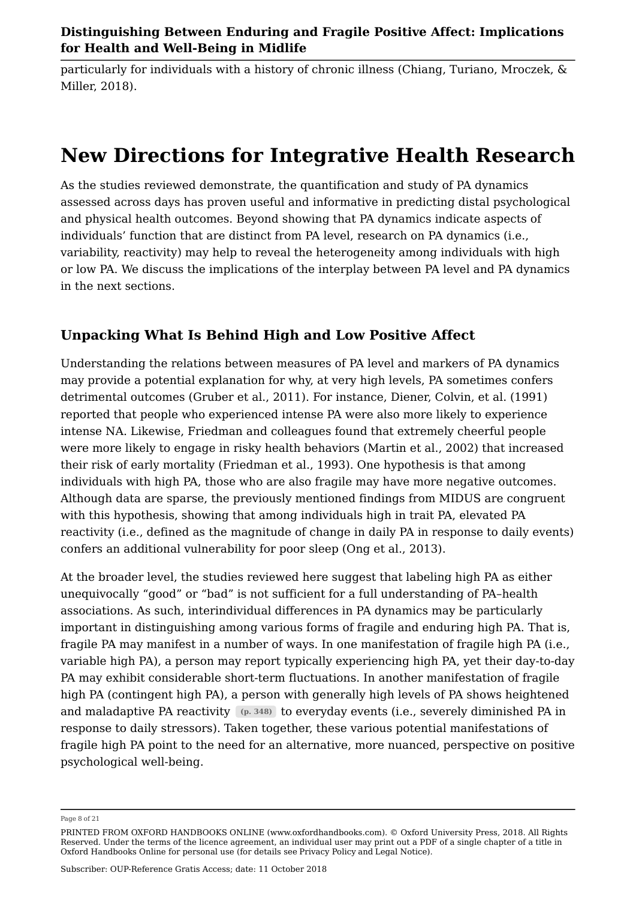particularly for individuals with a history of chronic illness (Chiang, Turiano, Mroczek, & Miller, 2018).

# New Directions for Integrative Health Research

As the studies reviewed demonstrate, the quantification and study of PA dynamics assessed across days has proven useful and informative in predicting distal psychological and physical health outcomes. Beyond showing that PA dynamics indicate aspects of individuals' function that are distinct from PA level, research on PA dynamics (i.e., variability, reactivity) may help to reveal the heterogeneity among individuals with high or low PA. We discuss the implications of the interplay between PA level and PA dynamics in the next sections.

## Unpacking What Is Behind High and Low Positive Affect

Understanding the relations between measures of PA level and markers of PA dynamics may provide a potential explanation for why, at very high levels, PA sometimes confers detrimental outcomes (Gruber et al., 2011). For instance, Diener, Colvin, et al. (1991) reported that people who experienced intense PA were also more likely to experience intense NA. Likewise, Friedman and colleagues found that extremely cheerful people were more likely to engage in risky health behaviors (Martin et al., 2002) that increased their risk of early mortality (Friedman et al., 1993). One hypothesis is that among individuals with high PA, those who are also fragile may have more negative outcomes. Although data are sparse, the previously mentioned findings from MIDUS are congruent with this hypothesis, showing that among individuals high in trait PA, elevated PA reactivity (i.e., defined as the magnitude of change in daily PA in response to daily events) confers an additional vulnerability for poor sleep (Ong et al., 2013).

At the broader level, the studies reviewed here suggest that labeling high PA as either unequivocally "good" or "bad" is not sufficient for a full understanding of PA–health associations. As such, interindividual differences in PA dynamics may be particularly important in distinguishing among various forms of fragile and enduring high PA. That is, fragile PA may manifest in a number of ways. In one manifestation of fragile high PA (i.e., variable high PA), a person may report typically experiencing high PA, yet their day-to-day PA may exhibit considerable short-term fluctuations. In another manifestation of fragile high PA (contingent high PA), a person with generally high levels of PA shows heightened and maladaptive PA reactivity (p. 348) to everyday events (i.e., severely diminished PA in response to daily stressors). Taken together, these various potential manifestations of fragile high PA point to the need for an alternative, more nuanced, perspective on positive psychological well-being.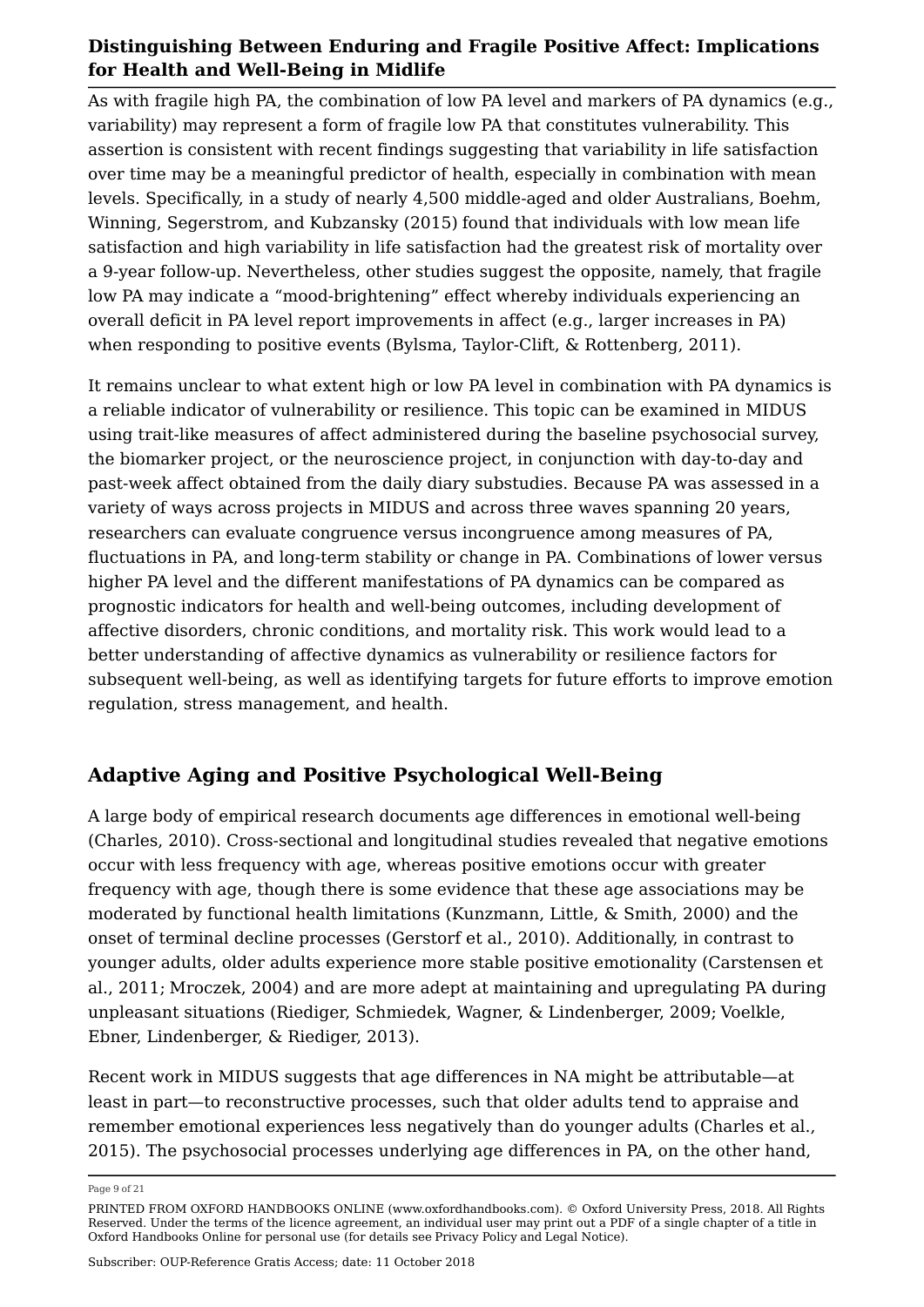As with fragile high PA, the combination of low PA level and markers of PA dynamics (e.g., variability) may represent a form of fragile low PA that constitutes vulnerability. This assertion is consistent with recent findings suggesting that variability in life satisfaction over time may be a meaningful predictor of health, especially in combination with mean levels. Specifically, in a study of nearly 4,500 middle-aged and older Australians, Boehm, Winning, Segerstrom, and Kubzansky (2015) found that individuals with low mean life satisfaction and high variability in life satisfaction had the greatest risk of mortality over a 9-year follow-up. Nevertheless, other studies suggest the opposite, namely, that fragile low PA may indicate a "mood-brightening" effect whereby individuals experiencing an overall deficit in PA level report improvements in affect (e.g., larger increases in PA) when responding to positive events (Bylsma, Taylor-Clift, & Rottenberg, 2011).

It remains unclear to what extent high or low PA level in combination with PA dynamics is a reliable indicator of vulnerability or resilience. This topic can be examined in MIDUS using trait-like measures of affect administered during the baseline psychosocial survey, the biomarker project, or the neuroscience project, in conjunction with day-to-day and past-week affect obtained from the daily diary substudies. Because PA was assessed in a variety of ways across projects in MIDUS and across three waves spanning 20 years, researchers can evaluate congruence versus incongruence among measures of PA, fluctuations in PA, and long-term stability or change in PA. Combinations of lower versus higher PA level and the different manifestations of PA dynamics can be compared as prognostic indicators for health and well-being outcomes, including development of affective disorders, chronic conditions, and mortality risk. This work would lead to a better understanding of affective dynamics as vulnerability or resilience factors for subsequent well-being, as well as identifying targets for future efforts to improve emotion regulation, stress management, and health.

## Adaptive Aging and Positive Psychological Well-Being

A large body of empirical research documents age differences in emotional well-being (Charles, 2010). Cross-sectional and longitudinal studies revealed that negative emotions occur with less frequency with age, whereas positive emotions occur with greater frequency with age, though there is some evidence that these age associations may be moderated by functional health limitations (Kunzmann, Little, & Smith, 2000) and the onset of terminal decline processes (Gerstorf et al., 2010). Additionally, in contrast to younger adults, older adults experience more stable positive emotionality (Carstensen et al., 2011; Mroczek, 2004) and are more adept at maintaining and upregulating PA during unpleasant situations (Riediger, Schmiedek, Wagner, & Lindenberger, 2009; Voelkle, Ebner, Lindenberger, & Riediger, 2013).

Recent work in MIDUS suggests that age differences in NA might be attributable—at least in part—to reconstructive processes, such that older adults tend to appraise and remember emotional experiences less negatively than do younger adults (Charles et al., 2015). The psychosocial processes underlying age differences in PA, on the other hand,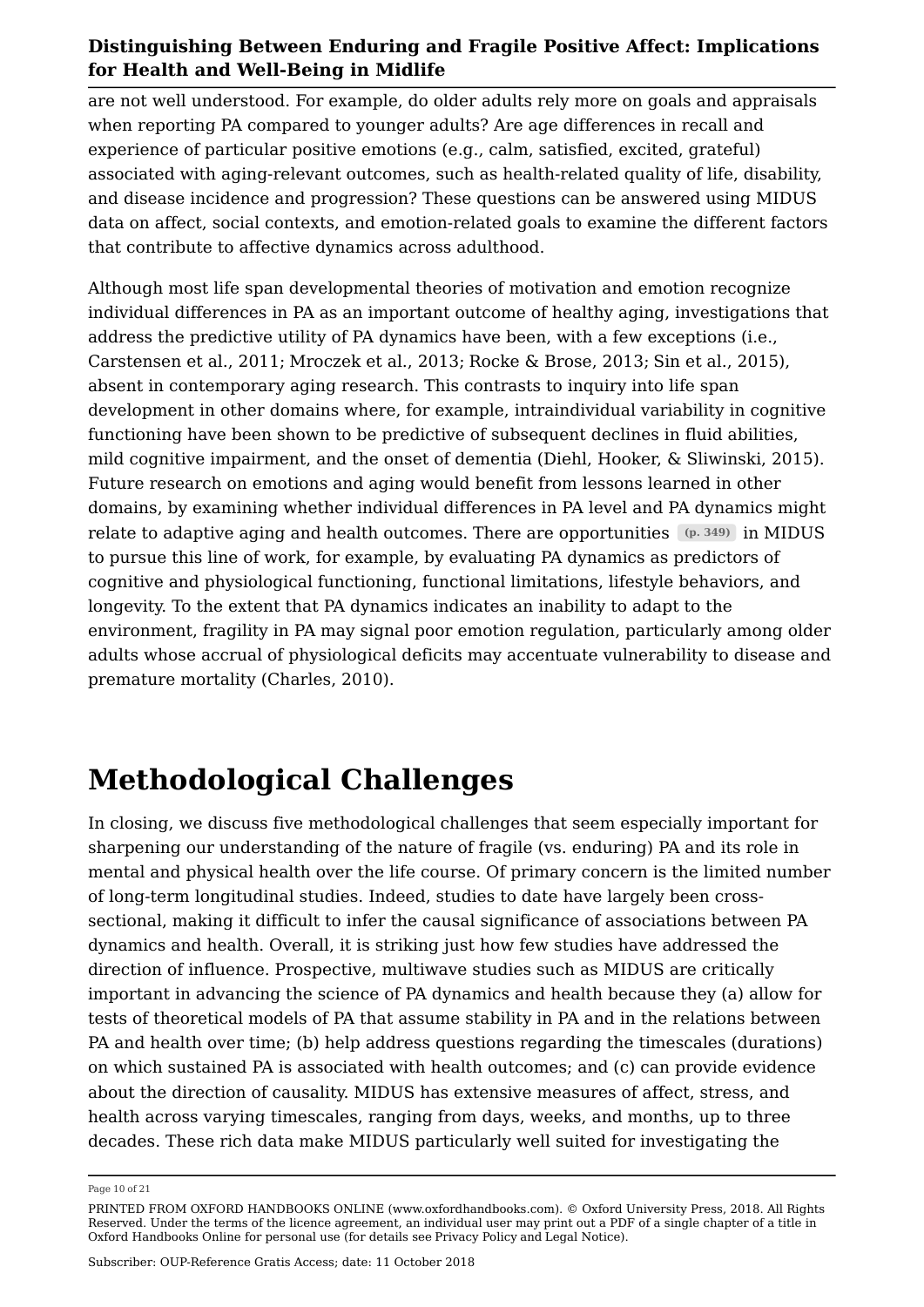are not well understood. For example, do older adults rely more on goals and appraisals when reporting PA compared to younger adults? Are age differences in recall and experience of particular positive emotions (e.g., calm, satisfied, excited, grateful) associated with aging-relevant outcomes, such as health-related quality of life, disability, and disease incidence and progression? These questions can be answered using MIDUS data on affect, social contexts, and emotion-related goals to examine the different factors that contribute to affective dynamics across adulthood.

Although most life span developmental theories of motivation and emotion recognize individual differences in PA as an important outcome of healthy aging, investigations that address the predictive utility of PA dynamics have been, with a few exceptions (i.e., Carstensen et al., 2011; Mroczek et al., 2013; Rocke & Brose, 2013; Sin et al., 2015), absent in contemporary aging research. This contrasts to inquiry into life span development in other domains where, for example, intraindividual variability in cognitive functioning have been shown to be predictive of subsequent declines in fluid abilities, mild cognitive impairment, and the onset of dementia (Diehl, Hooker, & Sliwinski, 2015). Future research on emotions and aging would benefit from lessons learned in other domains, by examining whether individual differences in PA level and PA dynamics might relate to adaptive aging and health outcomes. There are opportunities (p. 349) in MIDUS to pursue this line of work, for example, by evaluating PA dynamics as predictors of cognitive and physiological functioning, functional limitations, lifestyle behaviors, and longevity. To the extent that PA dynamics indicates an inability to adapt to the environment, fragility in PA may signal poor emotion regulation, particularly among older adults whose accrual of physiological deficits may accentuate vulnerability to disease and premature mortality (Charles, 2010).

# Methodological Challenges

In closing, we discuss five methodological challenges that seem especially important for sharpening our understanding of the nature of fragile (vs. enduring) PA and its role in mental and physical health over the life course. Of primary concern is the limited number of long-term longitudinal studies. Indeed, studies to date have largely been cross-sectional, making it difficult to infer the causal significance of associations between PA dynamics and health. Overall, it is striking just how few studies have addressed the direction of influence. Prospective, multiwave studies such as MIDUS are critically important in advancing the science of PA dynamics and health because they (a) allow for tests of theoretical models of PA that assume stability in PA and in the relations between PA and health over time; (b) help address questions regarding the timescales (durations) on which sustained PA is associated with health outcomes; and (c) can provide evidence about the direction of causality. MIDUS has extensive measures of affect, stress, and health across varying timescales, ranging from days, weeks, and months, up to three decades. These rich data make MIDUS particularly well suited for investigating the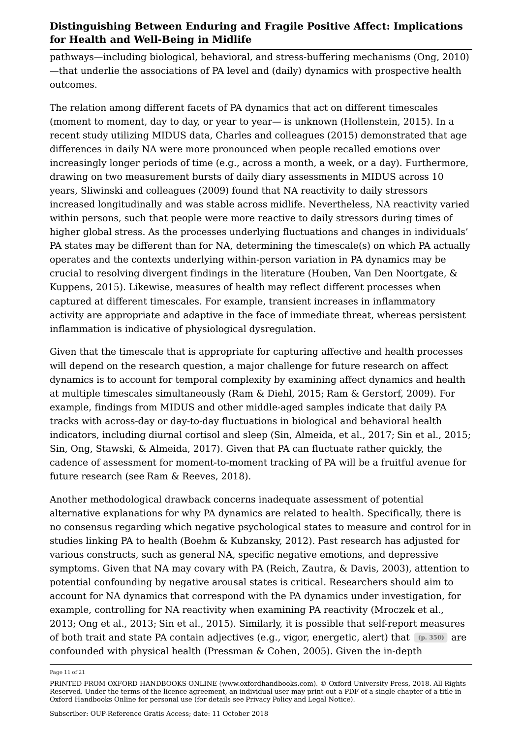pathways—including biological, behavioral, and stress-buffering mechanisms (Ong, 2010)—that underlie the associations of PA level and (daily) dynamics with prospective health outcomes.

The relation among different facets of PA dynamics that act on different timescales (moment to moment, day to day, or year to year— is unknown (Hollenstein, 2015). In a recent study utilizing MIDUS data, Charles and colleagues (2015) demonstrated that age differences in daily NA were more pronounced when people recalled emotions over increasingly longer periods of time (e.g., across a month, a week, or a day). Furthermore, drawing on two measurement bursts of daily diary assessments in MIDUS across 10 years, Sliwinski and colleagues (2009) found that NA reactivity to daily stressors increased longitudinally and was stable across midlife. Nevertheless, NA reactivity varied within persons, such that people were more reactive to daily stressors during times of higher global stress. As the processes underlying fluctuations and changes in individuals' PA states may be different than for NA, determining the timescale(s) on which PA actually operates and the contexts underlying within-person variation in PA dynamics may be crucial to resolving divergent findings in the literature (Houben, Van Den Noortgate, & Kuppens, 2015). Likewise, measures of health may reflect different processes when captured at different timescales. For example, transient increases in inflammatory activity are appropriate and adaptive in the face of immediate threat, whereas persistent inflammation is indicative of physiological dysregulation.

Given that the timescale that is appropriate for capturing affective and health processes will depend on the research question, a major challenge for future research on affect dynamics is to account for temporal complexity by examining affect dynamics and health at multiple timescales simultaneously (Ram & Diehl, 2015; Ram & Gerstorf, 2009). For example, findings from MIDUS and other middle-aged samples indicate that daily PA tracks with across-day or day-to-day fluctuations in biological and behavioral health indicators, including diurnal cortisol and sleep (Sin, Almeida, et al., 2017; Sin et al., 2015; Sin, Ong, Stawski, & Almeida, 2017). Given that PA can fluctuate rather quickly, the cadence of assessment for moment-to-moment tracking of PA will be a fruitful avenue for future research (see Ram & Reeves, 2018).

Another methodological drawback concerns inadequate assessment of potential alternative explanations for why PA dynamics are related to health. Specifically, there is no consensus regarding which negative psychological states to measure and control for in studies linking PA to health (Boehm & Kubzansky, 2012). Past research has adjusted for various constructs, such as general NA, specific negative emotions, and depressive symptoms. Given that NA may covary with PA (Reich, Zautra, & Davis, 2003), attention to potential confounding by negative arousal states is critical. Researchers should aim to account for NA dynamics that correspond with the PA dynamics under investigation, for example, controlling for NA reactivity when examining PA reactivity (Mroczek et al., 2013; Ong et al., 2013; Sin et al., 2015). Similarly, it is possible that self-report measures of both trait and state PA contain adjectives (e.g., vigor, energetic, alert) that (p. 350) are confounded with physical health (Pressman & Cohen, 2005). Given the in-depth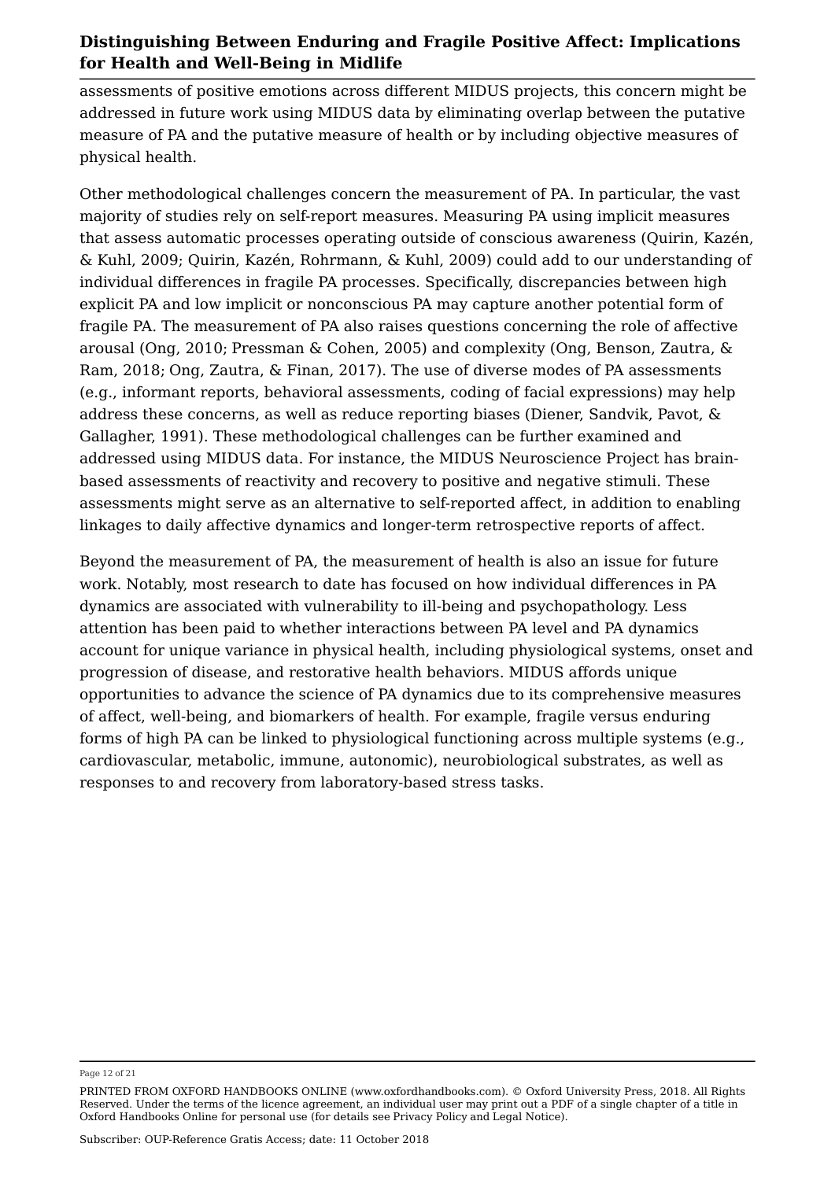assessments of positive emotions across different MIDUS projects, this concern might be addressed in future work using MIDUS data by eliminating overlap between the putative measure of PA and the putative measure of health or by including objective measures of physical health.

Other methodological challenges concern the measurement of PA. In particular, the vast majority of studies rely on self-report measures. Measuring PA using implicit measures that assess automatic processes operating outside of conscious awareness (Quirin, Kazén, & Kuhl, 2009; Quirin, Kazén, Rohrmann, & Kuhl, 2009) could add to our understanding of individual differences in fragile PA processes. Specifically, discrepancies between high explicit PA and low implicit or nonconscious PA may capture another potential form of fragile PA. The measurement of PA also raises questions concerning the role of affective arousal (Ong, 2010; Pressman & Cohen, 2005) and complexity (Ong, Benson, Zautra, & Ram, 2018; Ong, Zautra, & Finan, 2017). The use of diverse modes of PA assessments (e.g., informant reports, behavioral assessments, coding of facial expressions) may help address these concerns, as well as reduce reporting biases (Diener, Sandvik, Pavot, & Gallagher, 1991). These methodological challenges can be further examined and addressed using MIDUS data. For instance, the MIDUS Neuroscience Project has brain-based assessments of reactivity and recovery to positive and negative stimuli. These assessments might serve as an alternative to self-reported affect, in addition to enabling linkages to daily affective dynamics and longer-term retrospective reports of affect.

Beyond the measurement of PA, the measurement of health is also an issue for future work. Notably, most research to date has focused on how individual differences in PA dynamics are associated with vulnerability to ill-being and psychopathology. Less attention has been paid to whether interactions between PA level and PA dynamics account for unique variance in physical health, including physiological systems, onset and progression of disease, and restorative health behaviors. MIDUS affords unique opportunities to advance the science of PA dynamics due to its comprehensive measures of affect, well-being, and biomarkers of health. For example, fragile versus enduring forms of high PA can be linked to physiological functioning across multiple systems (e.g., cardiovascular, metabolic, immune, autonomic), neurobiological substrates, as well as responses to and recovery from laboratory-based stress tasks.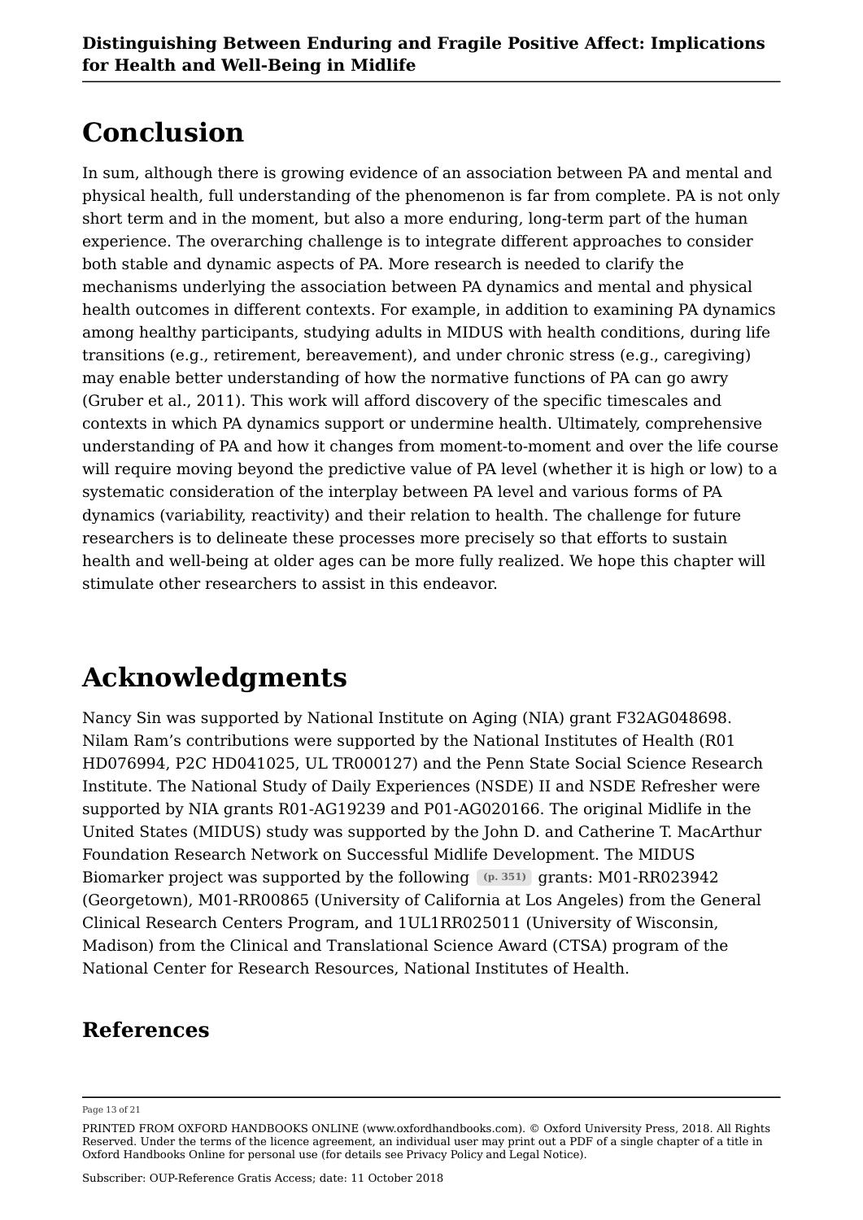# Conclusion

In sum, although there is growing evidence of an association between PA and mental and physical health, full understanding of the phenomenon is far from complete. PA is not only short term and in the moment, but also a more enduring, long-term part of the human experience. The overarching challenge is to integrate different approaches to consider both stable and dynamic aspects of PA. More research is needed to clarify the mechanisms underlying the association between PA dynamics and mental and physical health outcomes in different contexts. For example, in addition to examining PA dynamics among healthy participants, studying adults in MIDUS with health conditions, during life transitions (e.g., retirement, bereavement), and under chronic stress (e.g., caregiving) may enable better understanding of how the normative functions of PA can go awry (Gruber et al., 2011). This work will afford discovery of the specific timescales and contexts in which PA dynamics support or undermine health. Ultimately, comprehensive understanding of PA and how it changes from moment-to-moment and over the life course will require moving beyond the predictive value of PA level (whether it is high or low) to a systematic consideration of the interplay between PA level and various forms of PA dynamics (variability, reactivity) and their relation to health. The challenge for future researchers is to delineate these processes more precisely so that efforts to sustain health and well-being at older ages can be more fully realized. We hope this chapter will stimulate other researchers to assist in this endeavor.

# Acknowledgments

Nancy Sin was supported by National Institute on Aging (NIA) grant F32AG048698. Nilam Ram's contributions were supported by the National Institutes of Health (R01 HD076994, P2C HD041025, UL TR000127) and the Penn State Social Science Research Institute. The National Study of Daily Experiences (NSDE) II and NSDE Refresher were supported by NIA grants R01-AG19239 and P01-AG020166. The original Midlife in the United States (MIDUS) study was supported by the John D. and Catherine T. MacArthur Foundation Research Network on Successful Midlife Development. The MIDUS Biomarker project was supported by the following (p. 351) grants: M01-RR023942 (Georgetown), M01-RR00865 (University of California at Los Angeles) from the General Clinical Research Centers Program, and 1UL1RR025011 (University of Wisconsin, Madison) from the Clinical and Translational Science Award (CTSA) program of the National Center for Research Resources, National Institutes of Health.

## References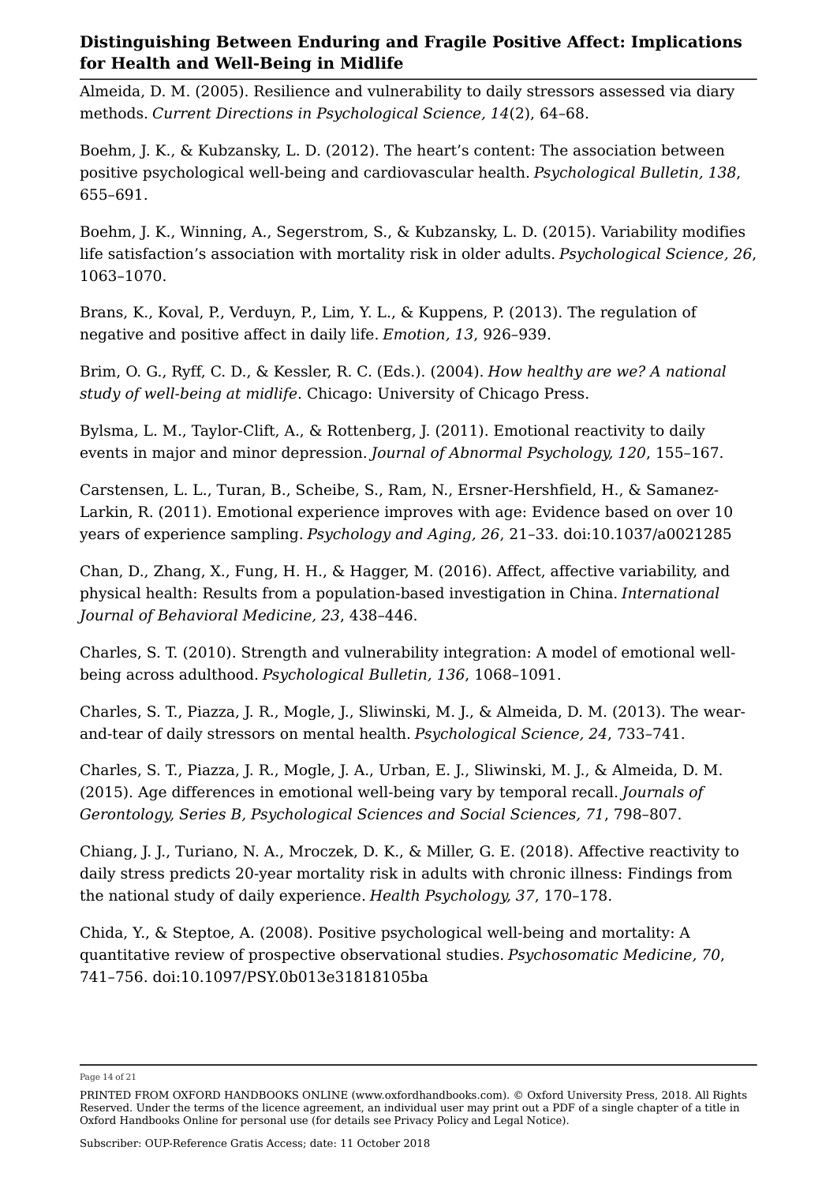Almeida, D. M. (2005). Resilience and vulnerability to daily stressors assessed via diary methods. *Current Directions in Psychological Science, 14*(2), 64–68.

Boehm, J. K., & Kubzansky, L. D. (2012). The heart's content: The association between positive psychological well-being and cardiovascular health. *Psychological Bulletin, 138*, 655–691.

Boehm, J. K., Winning, A., Segerstrom, S., & Kubzansky, L. D. (2015). Variability modifies life satisfaction's association with mortality risk in older adults. *Psychological Science, 26*, 1063–1070.

Brans, K., Koval, P., Verduyn, P., Lim, Y. L., & Kuppens, P. (2013). The regulation of negative and positive affect in daily life. *Emotion, 13*, 926–939.

Brim, O. G., Ryff, C. D., & Kessler, R. C. (Eds.). (2004). *How healthy are we? A national study of well-being at midlife*. Chicago: University of Chicago Press.

Bylsma, L. M., Taylor-Clift, A., & Rottenberg, J. (2011). Emotional reactivity to daily events in major and minor depression. *Journal of Abnormal Psychology, 120*, 155–167.

Carstensen, L. L., Turan, B., Scheibe, S., Ram, N., Ersner-Hershfield, H., & Samanez-Larkin, R. (2011). Emotional experience improves with age: Evidence based on over 10 years of experience sampling. *Psychology and Aging, 26*, 21–33. doi:10.1037/a0021285

Chan, D., Zhang, X., Fung, H. H., & Hagger, M. (2016). Affect, affective variability, and physical health: Results from a population-based investigation in China. *International Journal of Behavioral Medicine, 23*, 438–446.

Charles, S. T. (2010). Strength and vulnerability integration: A model of emotional well-being across adulthood. *Psychological Bulletin, 136*, 1068–1091.

Charles, S. T., Piazza, J. R., Mogle, J., Sliwinski, M. J., & Almeida, D. M. (2013). The wear-and-tear of daily stressors on mental health. *Psychological Science, 24*, 733–741.

Charles, S. T., Piazza, J. R., Mogle, J. A., Urban, E. J., Sliwinski, M. J., & Almeida, D. M. (2015). Age differences in emotional well-being vary by temporal recall. *Journals of Gerontology, Series B, Psychological Sciences and Social Sciences, 71*, 798–807.

Chiang, J. J., Turiano, N. A., Mroczek, D. K., & Miller, G. E. (2018). Affective reactivity to daily stress predicts 20-year mortality risk in adults with chronic illness: Findings from the national study of daily experience. *Health Psychology, 37*, 170–178.

Chida, Y., & Steptoe, A. (2008). Positive psychological well-being and mortality: A quantitative review of prospective observational studies. *Psychosomatic Medicine, 70*, 741–756. doi:10.1097/PSY.0b013e31818105ba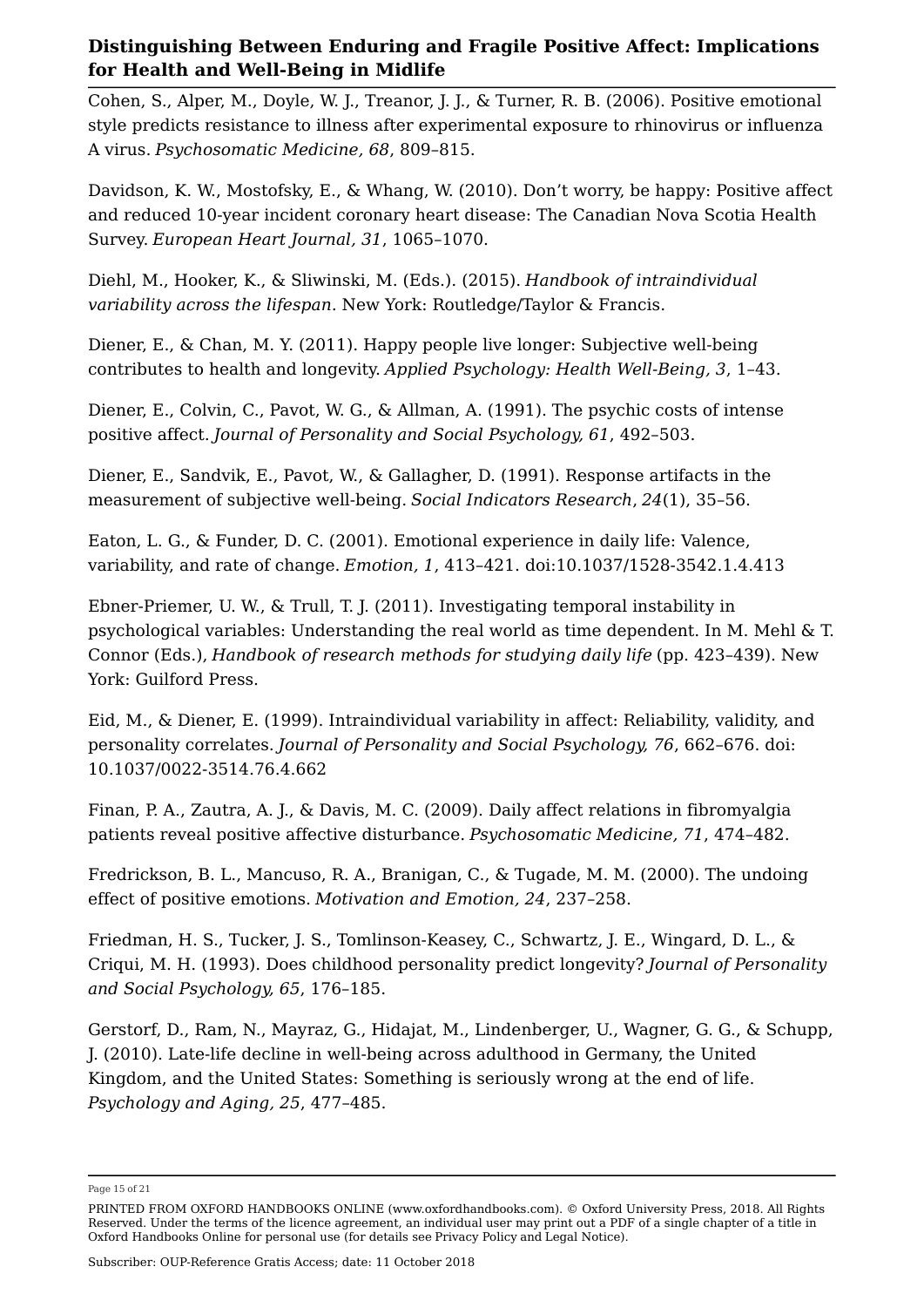Cohen, S., Alper, M., Doyle, W. J., Treanor, J. J., & Turner, R. B. (2006). Positive emotional style predicts resistance to illness after experimental exposure to rhinovirus or influenza A virus. *Psychosomatic Medicine, 68*, 809–815.

Davidson, K. W., Mostofsky, E., & Whang, W. (2010). Don't worry, be happy: Positive affect and reduced 10-year incident coronary heart disease: The Canadian Nova Scotia Health Survey. *European Heart Journal, 31*, 1065–1070.

Diehl, M., Hooker, K., & Sliwinski, M. (Eds.). (2015). *Handbook of intraindividual variability across the lifespan*. New York: Routledge/Taylor & Francis.

Diener, E., & Chan, M. Y. (2011). Happy people live longer: Subjective well-being contributes to health and longevity. *Applied Psychology: Health Well-Being, 3*, 1–43.

Diener, E., Colvin, C., Pavot, W. G., & Allman, A. (1991). The psychic costs of intense positive affect. *Journal of Personality and Social Psychology, 61*, 492–503.

Diener, E., Sandvik, E., Pavot, W., & Gallagher, D. (1991). Response artifacts in the measurement of subjective well-being. *Social Indicators Research*, *24*(1), 35–56.

Eaton, L. G., & Funder, D. C. (2001). Emotional experience in daily life: Valence, variability, and rate of change. *Emotion, 1*, 413–421. doi:10.1037/1528-3542.1.4.413

Ebner-Priemer, U. W., & Trull, T. J. (2011). Investigating temporal instability in psychological variables: Understanding the real world as time dependent. In M. Mehl & T. Connor (Eds.), *Handbook of research methods for studying daily life* (pp. 423–439). New York: Guilford Press.

Eid, M., & Diener, E. (1999). Intraindividual variability in affect: Reliability, validity, and personality correlates. *Journal of Personality and Social Psychology, 76*, 662–676. doi: 10.1037/0022-3514.76.4.662

Finan, P. A., Zautra, A. J., & Davis, M. C. (2009). Daily affect relations in fibromyalgia patients reveal positive affective disturbance. *Psychosomatic Medicine, 71*, 474–482.

Fredrickson, B. L., Mancuso, R. A., Branigan, C., & Tugade, M. M. (2000). The undoing effect of positive emotions. *Motivation and Emotion, 24*, 237–258.

Friedman, H. S., Tucker, J. S., Tomlinson-Keasey, C., Schwartz, J. E., Wingard, D. L., & Criqui, M. H. (1993). Does childhood personality predict longevity? *Journal of Personality and Social Psychology, 65*, 176–185.

Gerstorf, D., Ram, N., Mayraz, G., Hidajat, M., Lindenberger, U., Wagner, G. G., & Schupp, J. (2010). Late-life decline in well-being across adulthood in Germany, the United Kingdom, and the United States: Something is seriously wrong at the end of life. *Psychology and Aging, 25*, 477–485.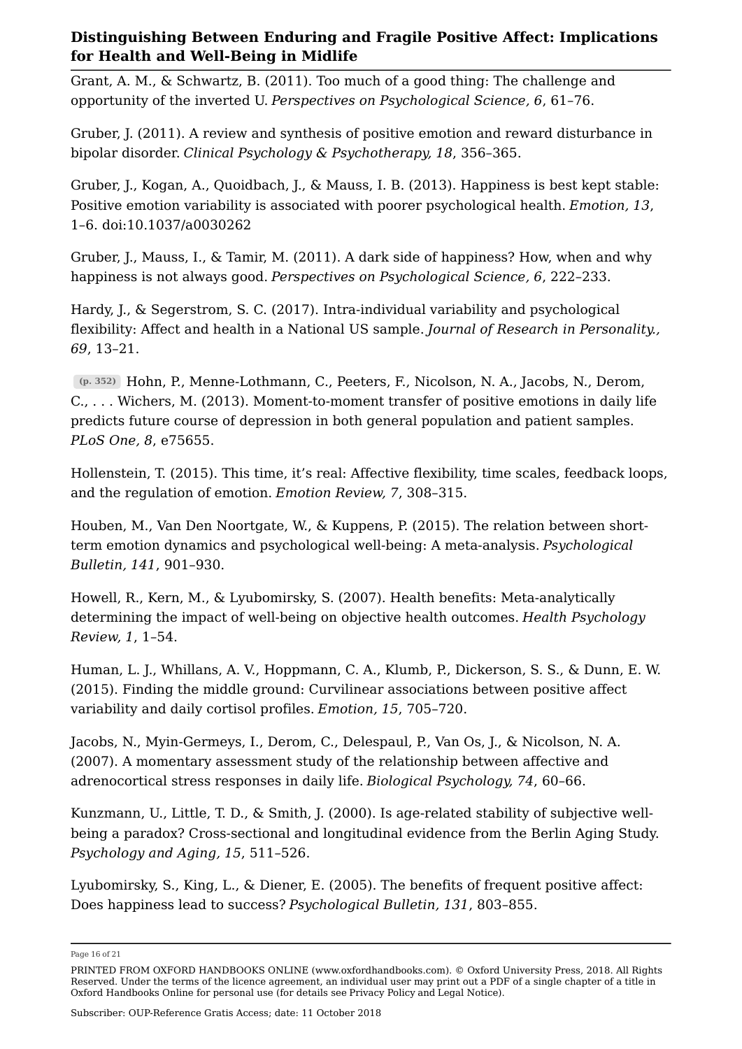Grant, A. M., & Schwartz, B. (2011). Too much of a good thing: The challenge and opportunity of the inverted U. *Perspectives on Psychological Science, 6*, 61–76.

Gruber, J. (2011). A review and synthesis of positive emotion and reward disturbance in bipolar disorder. *Clinical Psychology & Psychotherapy, 18*, 356–365.

Gruber, J., Kogan, A., Quoidbach, J., & Mauss, I. B. (2013). Happiness is best kept stable: Positive emotion variability is associated with poorer psychological health. *Emotion, 13*, 1–6. doi:10.1037/a0030262

Gruber, J., Mauss, I., & Tamir, M. (2011). A dark side of happiness? How, when and why happiness is not always good. *Perspectives on Psychological Science, 6*, 222–233.

Hardy, J., & Segerstrom, S. C. (2017). Intra-individual variability and psychological flexibility: Affect and health in a National US sample. *Journal of Research in Personality., 69*, 13–21.

(p. 352) Hohn, P., Menne-Lothmann, C., Peeters, F., Nicolson, N. A., Jacobs, N., Derom, C., . . . Wichers, M. (2013). Moment-to-moment transfer of positive emotions in daily life predicts future course of depression in both general population and patient samples. *PLoS One, 8*, e75655.

Hollenstein, T. (2015). This time, it's real: Affective flexibility, time scales, feedback loops, and the regulation of emotion. *Emotion Review, 7*, 308–315.

Houben, M., Van Den Noortgate, W., & Kuppens, P. (2015). The relation between short-term emotion dynamics and psychological well-being: A meta-analysis. *Psychological Bulletin, 141*, 901–930.

Howell, R., Kern, M., & Lyubomirsky, S. (2007). Health benefits: Meta-analytically determining the impact of well-being on objective health outcomes. *Health Psychology Review, 1*, 1–54.

Human, L. J., Whillans, A. V., Hoppmann, C. A., Klumb, P., Dickerson, S. S., & Dunn, E. W. (2015). Finding the middle ground: Curvilinear associations between positive affect variability and daily cortisol profiles. *Emotion, 15*, 705–720.

Jacobs, N., Myin-Germeys, I., Derom, C., Delespaul, P., Van Os, J., & Nicolson, N. A. (2007). A momentary assessment study of the relationship between affective and adrenocortical stress responses in daily life. *Biological Psychology, 74*, 60–66.

Kunzmann, U., Little, T. D., & Smith, J. (2000). Is age-related stability of subjective well-being a paradox? Cross-sectional and longitudinal evidence from the Berlin Aging Study. *Psychology and Aging, 15*, 511–526.

Lyubomirsky, S., King, L., & Diener, E. (2005). The benefits of frequent positive affect: Does happiness lead to success? *Psychological Bulletin, 131*, 803–855.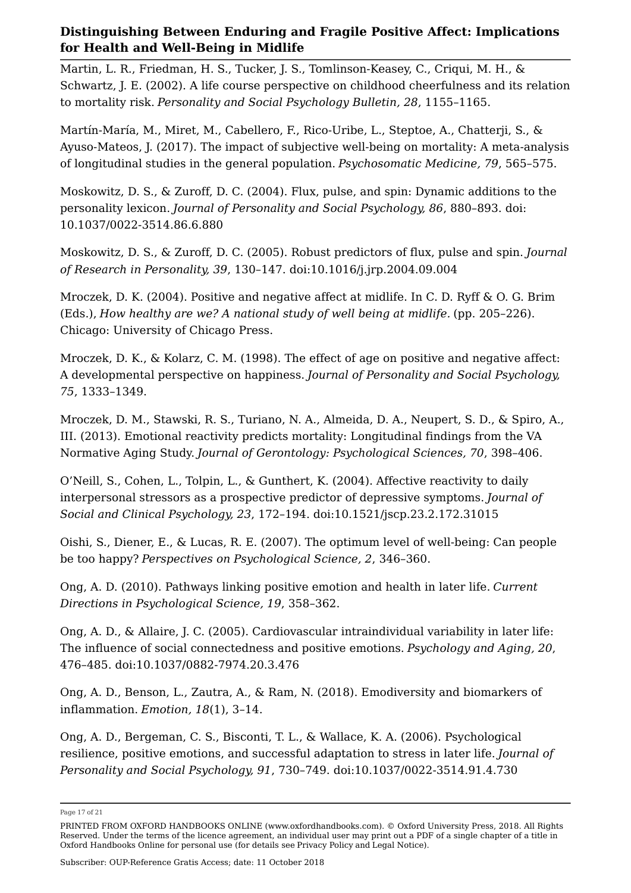Martin, L. R., Friedman, H. S., Tucker, J. S., Tomlinson-Keasey, C., Criqui, M. H., & Schwartz, J. E. (2002). A life course perspective on childhood cheerfulness and its relation to mortality risk. *Personality and Social Psychology Bulletin, 28*, 1155–1165.

Martín-María, M., Miret, M., Cabellero, F., Rico-Uribe, L., Steptoe, A., Chatterji, S., & Ayuso-Mateos, J. (2017). The impact of subjective well-being on mortality: A meta-analysis of longitudinal studies in the general population. *Psychosomatic Medicine, 79*, 565–575.

Moskowitz, D. S., & Zuroff, D. C. (2004). Flux, pulse, and spin: Dynamic additions to the personality lexicon. *Journal of Personality and Social Psychology, 86*, 880–893. doi: 10.1037/0022-3514.86.6.880

Moskowitz, D. S., & Zuroff, D. C. (2005). Robust predictors of flux, pulse and spin. *Journal of Research in Personality, 39*, 130–147. doi:10.1016/j.jrp.2004.09.004

Mroczek, D. K. (2004). Positive and negative affect at midlife. In C. D. Ryff & O. G. Brim (Eds.), *How healthy are we? A national study of well being at midlife*. (pp. 205–226). Chicago: University of Chicago Press.

Mroczek, D. K., & Kolarz, C. M. (1998). The effect of age on positive and negative affect: A developmental perspective on happiness. *Journal of Personality and Social Psychology, 75*, 1333–1349.

Mroczek, D. M., Stawski, R. S., Turiano, N. A., Almeida, D. A., Neupert, S. D., & Spiro, A., III. (2013). Emotional reactivity predicts mortality: Longitudinal findings from the VA Normative Aging Study. *Journal of Gerontology: Psychological Sciences, 70*, 398–406.

O'Neill, S., Cohen, L., Tolpin, L., & Gunthert, K. (2004). Affective reactivity to daily interpersonal stressors as a prospective predictor of depressive symptoms. *Journal of Social and Clinical Psychology, 23*, 172–194. doi:10.1521/jscp.23.2.172.31015

Oishi, S., Diener, E., & Lucas, R. E. (2007). The optimum level of well-being: Can people be too happy? *Perspectives on Psychological Science, 2*, 346–360.

Ong, A. D. (2010). Pathways linking positive emotion and health in later life. *Current Directions in Psychological Science, 19*, 358–362.

Ong, A. D., & Allaire, J. C. (2005). Cardiovascular intraindividual variability in later life: The influence of social connectedness and positive emotions. *Psychology and Aging, 20*, 476–485. doi:10.1037/0882-7974.20.3.476

Ong, A. D., Benson, L., Zautra, A., & Ram, N. (2018). Emodiversity and biomarkers of inflammation. *Emotion, 18*(1), 3–14.

Ong, A. D., Bergeman, C. S., Bisconti, T. L., & Wallace, K. A. (2006). Psychological resilience, positive emotions, and successful adaptation to stress in later life. *Journal of Personality and Social Psychology, 91*, 730–749. doi:10.1037/0022-3514.91.4.730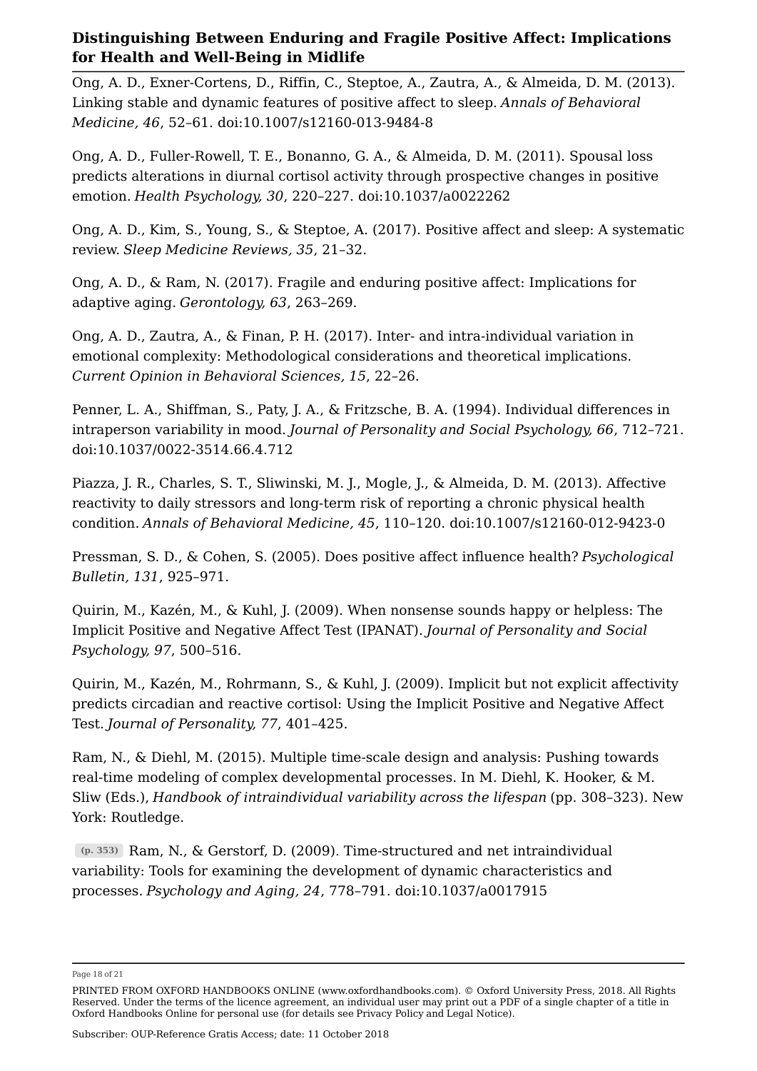Ong, A. D., Exner-Cortens, D., Riffin, C., Steptoe, A., Zautra, A., & Almeida, D. M. (2013). Linking stable and dynamic features of positive affect to sleep. *Annals of Behavioral Medicine, 46*, 52–61. doi:10.1007/s12160-013-9484-8

Ong, A. D., Fuller-Rowell, T. E., Bonanno, G. A., & Almeida, D. M. (2011). Spousal loss predicts alterations in diurnal cortisol activity through prospective changes in positive emotion. *Health Psychology, 30*, 220–227. doi:10.1037/a0022262

Ong, A. D., Kim, S., Young, S., & Steptoe, A. (2017). Positive affect and sleep: A systematic review. *Sleep Medicine Reviews, 35*, 21–32.

Ong, A. D., & Ram, N. (2017). Fragile and enduring positive affect: Implications for adaptive aging. *Gerontology, 63*, 263–269.

Ong, A. D., Zautra, A., & Finan, P. H. (2017). Inter- and intra-individual variation in emotional complexity: Methodological considerations and theoretical implications. *Current Opinion in Behavioral Sciences, 15*, 22–26.

Penner, L. A., Shiffman, S., Paty, J. A., & Fritzsche, B. A. (1994). Individual differences in intraperson variability in mood. *Journal of Personality and Social Psychology, 66*, 712–721. doi:10.1037/0022-3514.66.4.712

Piazza, J. R., Charles, S. T., Sliwinski, M. J., Mogle, J., & Almeida, D. M. (2013). Affective reactivity to daily stressors and long-term risk of reporting a chronic physical health condition. *Annals of Behavioral Medicine, 45*, 110–120. doi:10.1007/s12160-012-9423-0

Pressman, S. D., & Cohen, S. (2005). Does positive affect influence health? *Psychological Bulletin, 131*, 925–971.

Quirin, M., Kazén, M., & Kuhl, J. (2009). When nonsense sounds happy or helpless: The Implicit Positive and Negative Affect Test (IPANAT). *Journal of Personality and Social Psychology, 97*, 500–516.

Quirin, M., Kazén, M., Rohrmann, S., & Kuhl, J. (2009). Implicit but not explicit affectivity predicts circadian and reactive cortisol: Using the Implicit Positive and Negative Affect Test. *Journal of Personality, 77*, 401–425.

Ram, N., & Diehl, M. (2015). Multiple time-scale design and analysis: Pushing towards real-time modeling of complex developmental processes. In M. Diehl, K. Hooker, & M. Sliw (Eds.), *Handbook of intraindividual variability across the lifespan* (pp. 308–323). New York: Routledge.

(p. 353) Ram, N., & Gerstorf, D. (2009). Time-structured and net intraindividual variability: Tools for examining the development of dynamic characteristics and processes. *Psychology and Aging, 24*, 778–791. doi:10.1037/a0017915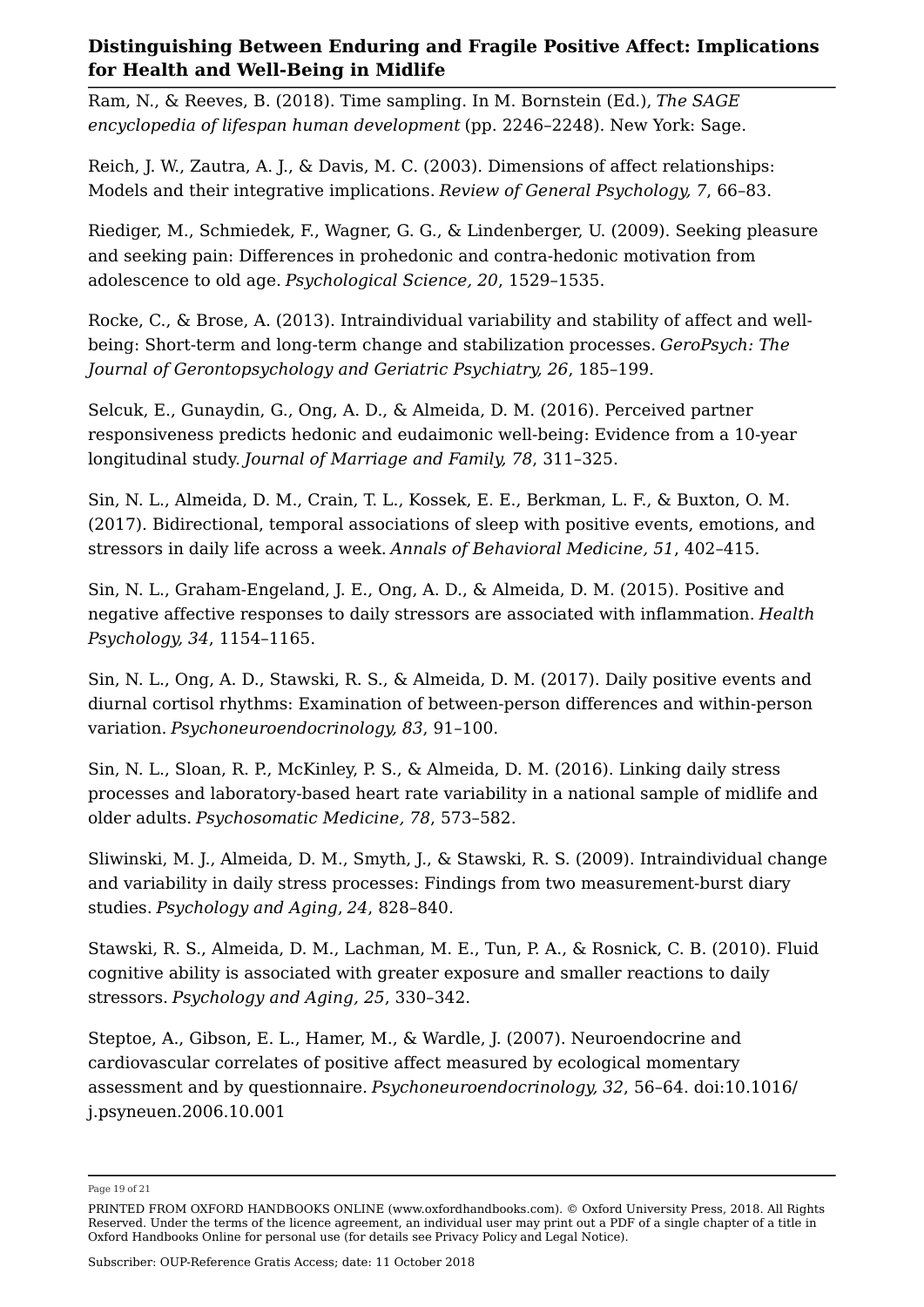Ram, N., & Reeves, B. (2018). Time sampling. In M. Bornstein (Ed.), *The SAGE encyclopedia of lifespan human development* (pp. 2246–2248). New York: Sage.

Reich, J. W., Zautra, A. J., & Davis, M. C. (2003). Dimensions of affect relationships: Models and their integrative implications. *Review of General Psychology, 7*, 66–83.

Riediger, M., Schmiedek, F., Wagner, G. G., & Lindenberger, U. (2009). Seeking pleasure and seeking pain: Differences in prohedonic and contra-hedonic motivation from adolescence to old age. *Psychological Science, 20*, 1529–1535.

Rocke, C., & Brose, A. (2013). Intraindividual variability and stability of affect and well-being: Short-term and long-term change and stabilization processes. *GeroPsych: The Journal of Gerontopsychology and Geriatric Psychiatry, 26*, 185–199.

Selcuk, E., Gunaydin, G., Ong, A. D., & Almeida, D. M. (2016). Perceived partner responsiveness predicts hedonic and eudaimonic well-being: Evidence from a 10-year longitudinal study. *Journal of Marriage and Family, 78*, 311–325.

Sin, N. L., Almeida, D. M., Crain, T. L., Kossek, E. E., Berkman, L. F., & Buxton, O. M. (2017). Bidirectional, temporal associations of sleep with positive events, emotions, and stressors in daily life across a week. *Annals of Behavioral Medicine, 51*, 402–415.

Sin, N. L., Graham-Engeland, J. E., Ong, A. D., & Almeida, D. M. (2015). Positive and negative affective responses to daily stressors are associated with inflammation. *Health Psychology, 34*, 1154–1165.

Sin, N. L., Ong, A. D., Stawski, R. S., & Almeida, D. M. (2017). Daily positive events and diurnal cortisol rhythms: Examination of between-person differences and within-person variation. *Psychoneuroendocrinology, 83*, 91–100.

Sin, N. L., Sloan, R. P., McKinley, P. S., & Almeida, D. M. (2016). Linking daily stress processes and laboratory-based heart rate variability in a national sample of midlife and older adults. *Psychosomatic Medicine, 78*, 573–582.

Sliwinski, M. J., Almeida, D. M., Smyth, J., & Stawski, R. S. (2009). Intraindividual change and variability in daily stress processes: Findings from two measurement-burst diary studies. *Psychology and Aging, 24*, 828–840.

Stawski, R. S., Almeida, D. M., Lachman, M. E., Tun, P. A., & Rosnick, C. B. (2010). Fluid cognitive ability is associated with greater exposure and smaller reactions to daily stressors. *Psychology and Aging, 25*, 330–342.

Steptoe, A., Gibson, E. L., Hamer, M., & Wardle, J. (2007). Neuroendocrine and cardiovascular correlates of positive affect measured by ecological momentary assessment and by questionnaire. *Psychoneuroendocrinology, 32*, 56–64. doi:10.1016/j.psyneuen.2006.10.001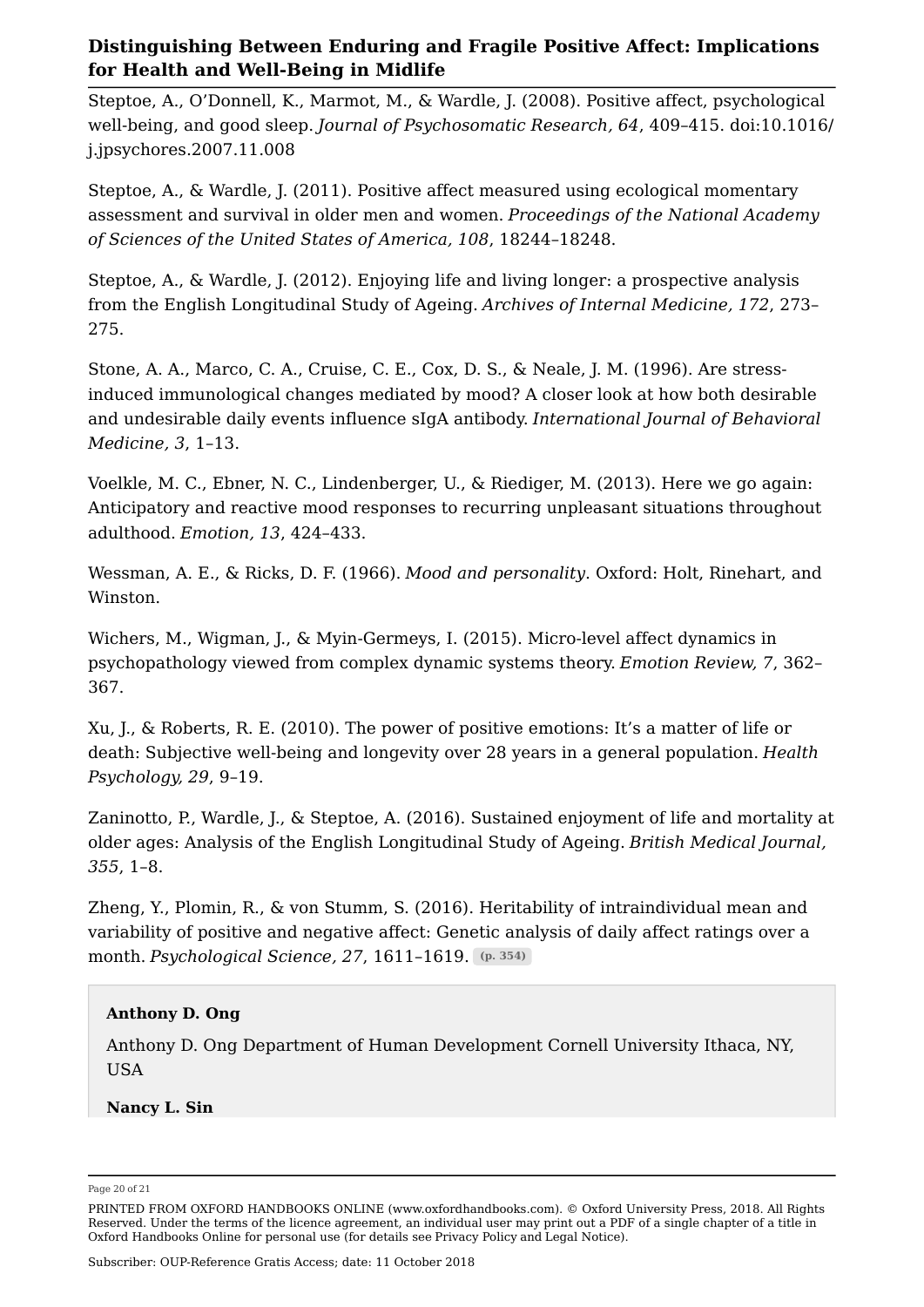Steptoe, A., O'Donnell, K., Marmot, M., & Wardle, J. (2008). Positive affect, psychological well-being, and good sleep. *Journal of Psychosomatic Research, 64*, 409–415. doi:10.1016/j.jpsychores.2007.11.008

Steptoe, A., & Wardle, J. (2011). Positive affect measured using ecological momentary assessment and survival in older men and women. *Proceedings of the National Academy of Sciences of the United States of America, 108*, 18244–18248.

Steptoe, A., & Wardle, J. (2012). Enjoying life and living longer: a prospective analysis from the English Longitudinal Study of Ageing. *Archives of Internal Medicine, 172*, 273–275.

Stone, A. A., Marco, C. A., Cruise, C. E., Cox, D. S., & Neale, J. M. (1996). Are stress-induced immunological changes mediated by mood? A closer look at how both desirable and undesirable daily events influence sIgA antibody. *International Journal of Behavioral Medicine, 3*, 1–13.

Voelkle, M. C., Ebner, N. C., Lindenberger, U., & Riediger, M. (2013). Here we go again: Anticipatory and reactive mood responses to recurring unpleasant situations throughout adulthood. *Emotion, 13*, 424–433.

Wessman, A. E., & Ricks, D. F. (1966). *Mood and personality*. Oxford: Holt, Rinehart, and Winston.

Wichers, M., Wigman, J., & Myin-Germeys, I. (2015). Micro-level affect dynamics in psychopathology viewed from complex dynamic systems theory. *Emotion Review, 7*, 362–367.

Xu, J., & Roberts, R. E. (2010). The power of positive emotions: It's a matter of life or death: Subjective well-being and longevity over 28 years in a general population. *Health Psychology, 29*, 9–19.

Zaninotto, P., Wardle, J., & Steptoe, A. (2016). Sustained enjoyment of life and mortality at older ages: Analysis of the English Longitudinal Study of Ageing. *British Medical Journal, 355*, 1–8.

Zheng, Y., Plomin, R., & von Stumm, S. (2016). Heritability of intraindividual mean and variability of positive and negative affect: Genetic analysis of daily affect ratings over a month. *Psychological Science, 27*, 1611–1619. (p. 354)

**Anthony D. Ong**

Anthony D. Ong Department of Human Development Cornell University Ithaca, NY, USA

**Nancy L. Sin**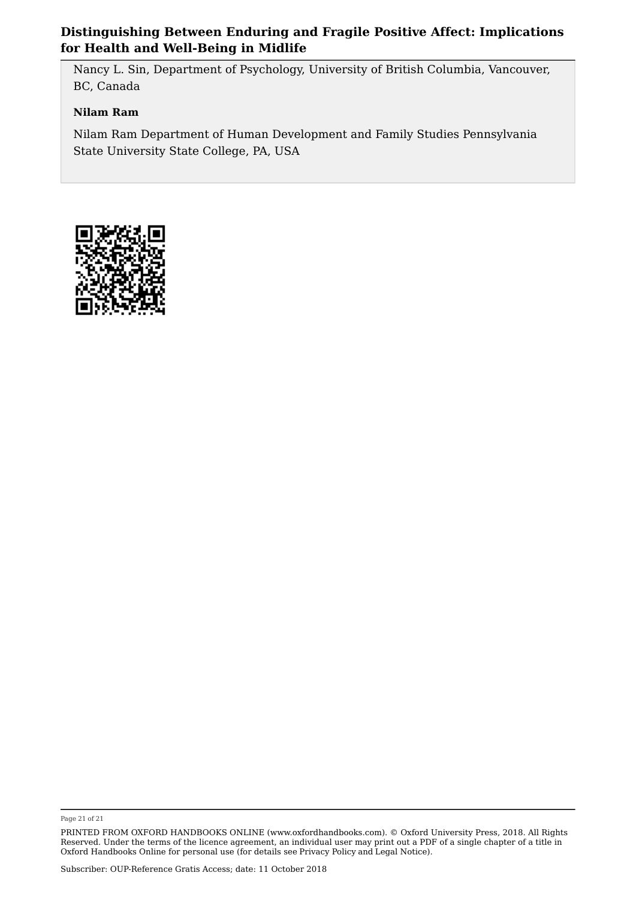Nancy L. Sin, Department of Psychology, University of British Columbia, Vancouver, BC, Canada

**Nilam Ram**

Nilam Ram Department of Human Development and Family Studies Pennsylvania State University State College, PA, USA